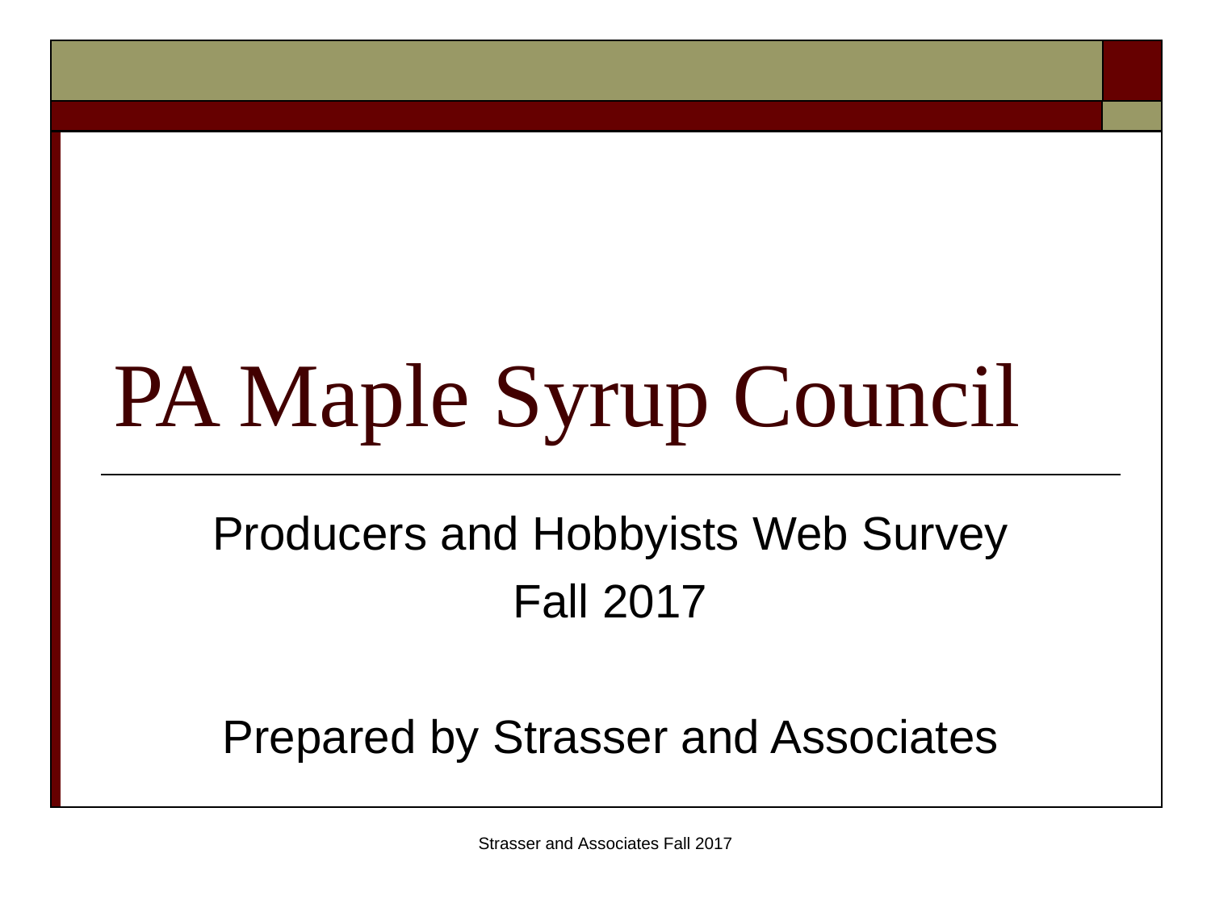# PA Maple Syrup Council

Producers and Hobbyists Web Survey
Fall 2017

Prepared by Strasser and Associates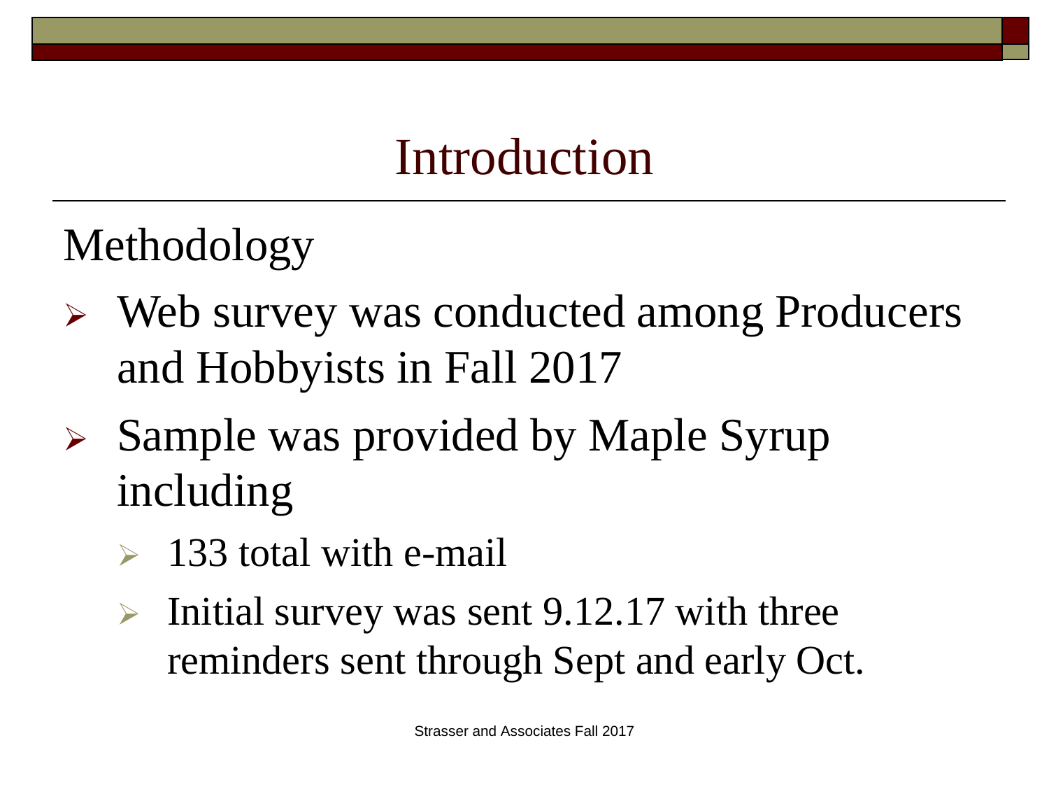# Introduction

## Methodology

- Web survey was conducted among Producers and Hobbyists in Fall 2017
- Sample was provided by Maple Syrup including
  - 133 total with e-mail
  - Initial survey was sent 9.12.17 with three reminders sent through Sept and early Oct.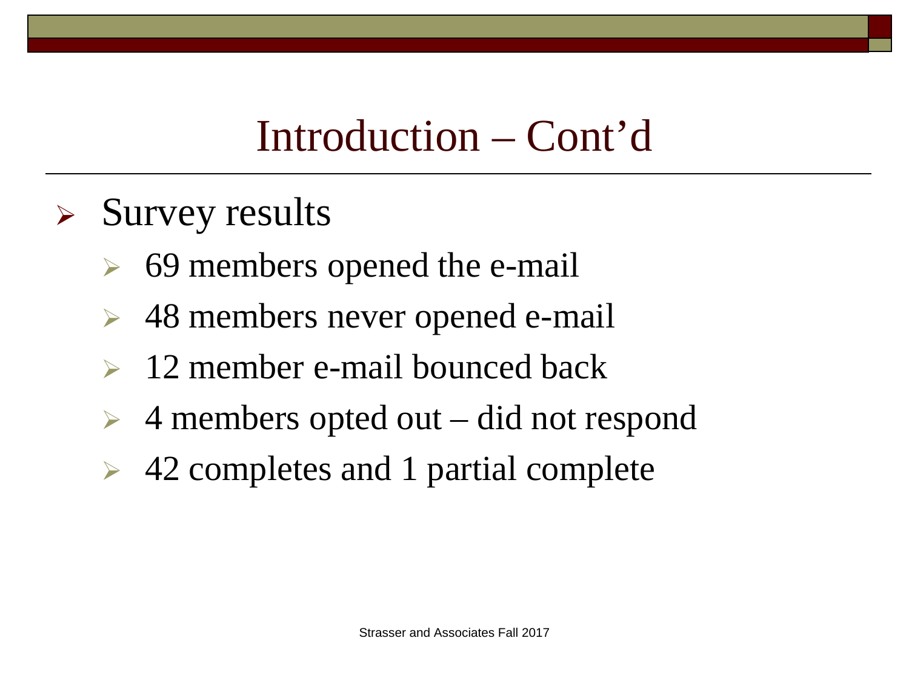# Introduction – Cont'd

- Survey results
  - 69 members opened the e-mail
  - 48 members never opened e-mail
  - 12 member e-mail bounced back
  - 4 members opted out – did not respond
  - 42 completes and 1 partial complete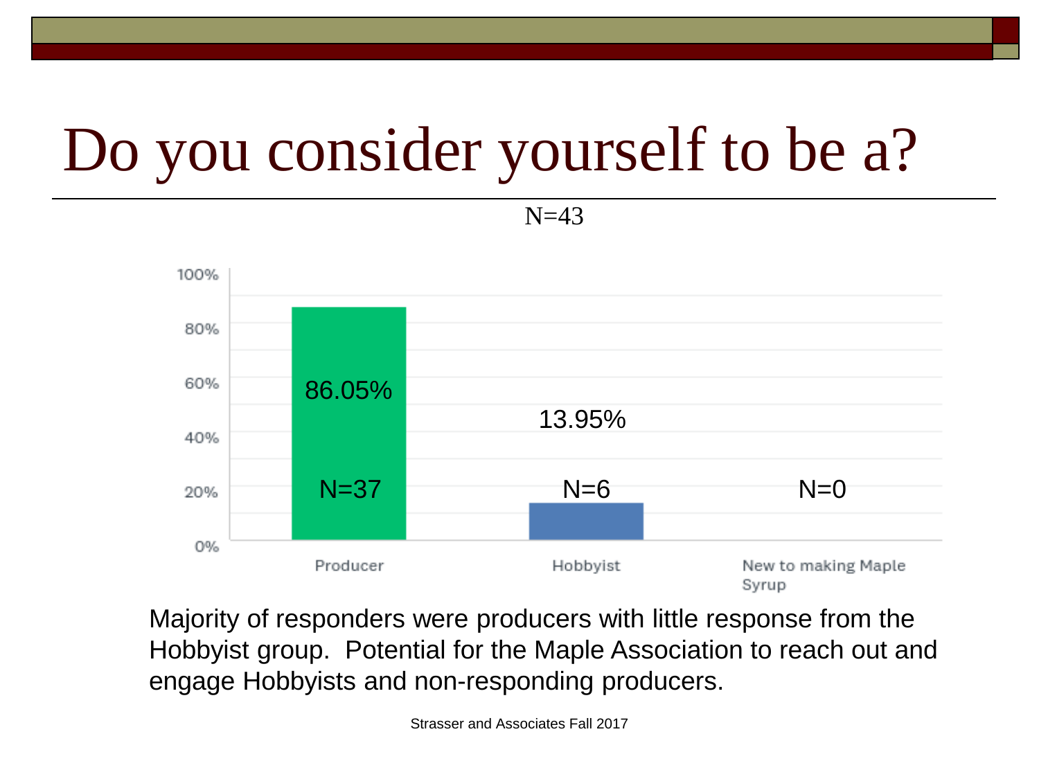# Do you consider yourself to be a?

N=43

| Response | Percent | N |
| --- | --- | --- |
| Producer | 86.05% | N=37 |
| Hobbyist | 13.95% | N=6 |
| New to making Maple Syrup | | N=0 |

Majority of responders were producers with little response from the Hobbyist group. Potential for the Maple Association to reach out and engage Hobbyists and non-responding producers.

Strasser and Associates Fall 2017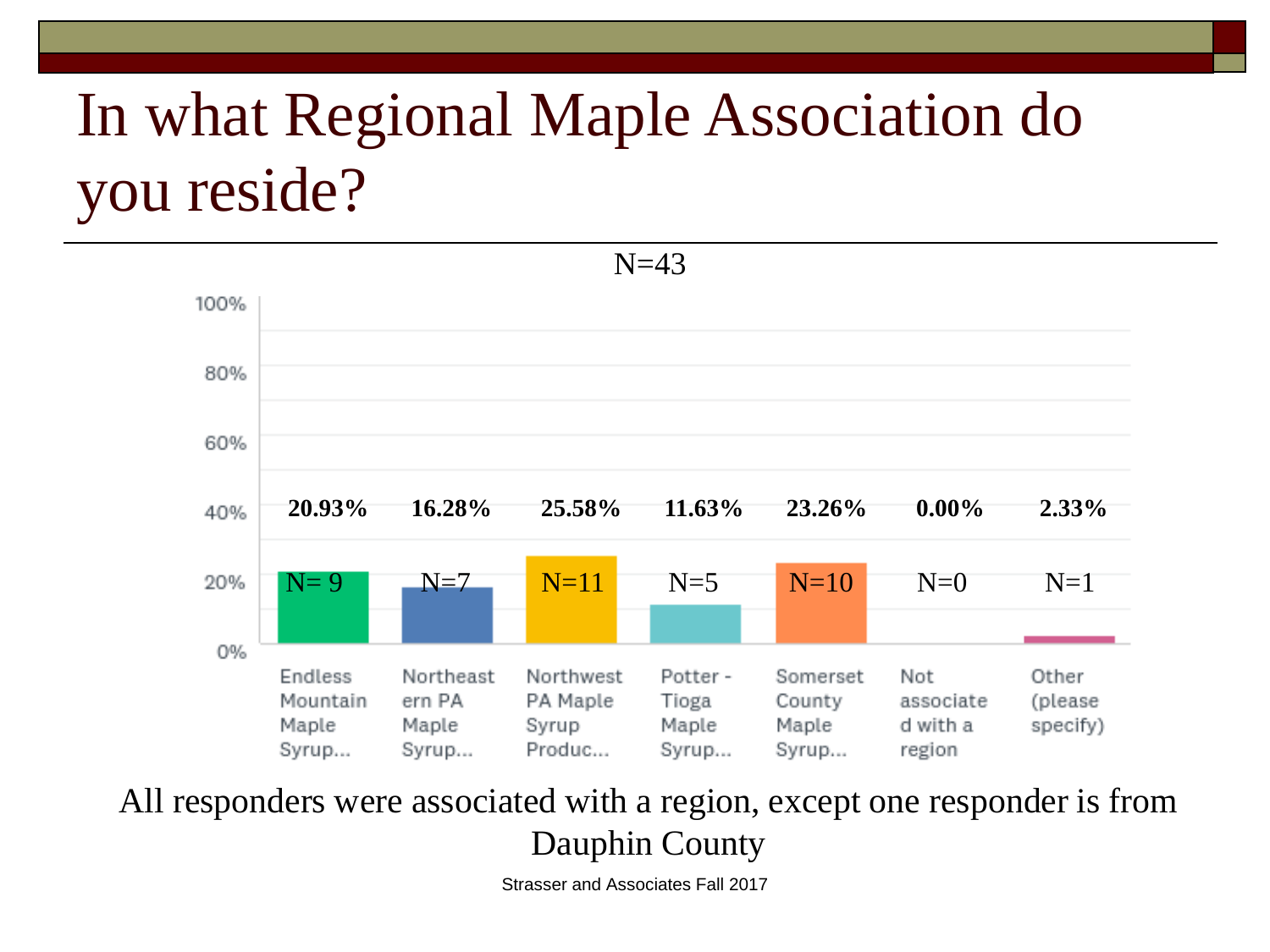# In what Regional Maple Association do you reside?

N=43

| Region | Percent | N |
|---|---|---|
| Endless Mountain Maple Syrup... | 20.93% | N= 9 |
| Northeastern PA Maple Syrup... | 16.28% | N=7 |
| Northwest PA Maple Syrup Produc... | 25.58% | N=11 |
| Potter - Tioga Maple Syrup... | 11.63% | N=5 |
| Somerset County Maple Syrup... | 23.26% | N=10 |
| Not associated with a region | 0.00% | N=0 |
| Other (please specify) | 2.33% | N=1 |

All responders were associated with a region, except one responder is from Dauphin County

Strasser and Associates Fall 2017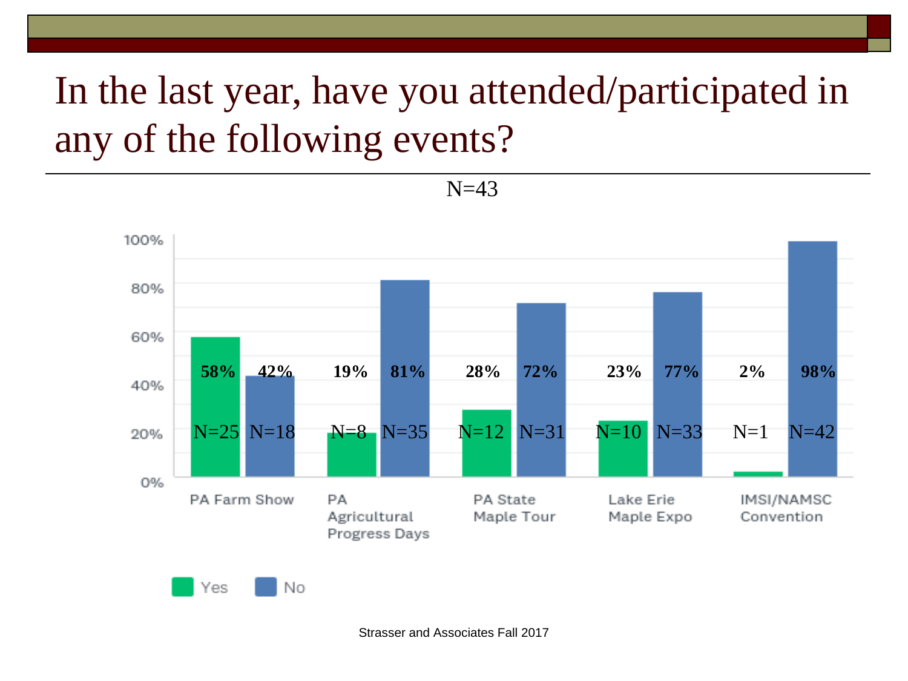# In the last year, have you attended/participated in any of the following events?

N=43

| Event | Yes | No |
|---|---|---|
| PA Farm Show | 58% (N=25) | 42% (N=18) |
| PA Agricultural Progress Days | 19% (N=8) | 81% (N=35) |
| PA State Maple Tour | 28% (N=12) | 72% (N=31) |
| Lake Erie Maple Expo | 23% (N=10) | 77% (N=33) |
| IMSI/NAMSC Convention | 2% (N=1) | 98% (N=42) |

Strasser and Associates Fall 2017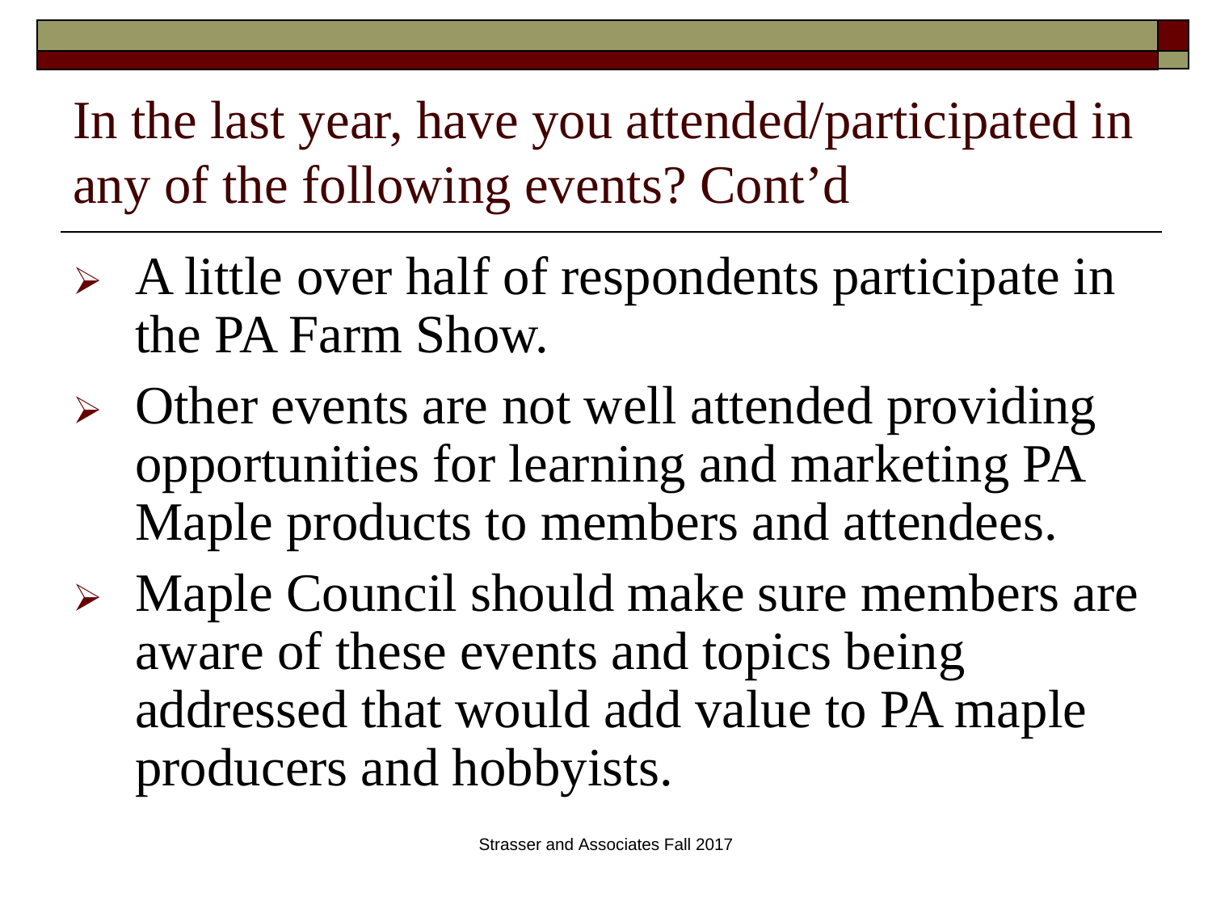# In the last year, have you attended/participated in any of the following events? Cont'd

- A little over half of respondents participate in the PA Farm Show.
- Other events are not well attended providing opportunities for learning and marketing PA Maple products to members and attendees.
- Maple Council should make sure members are aware of these events and topics being addressed that would add value to PA maple producers and hobbyists.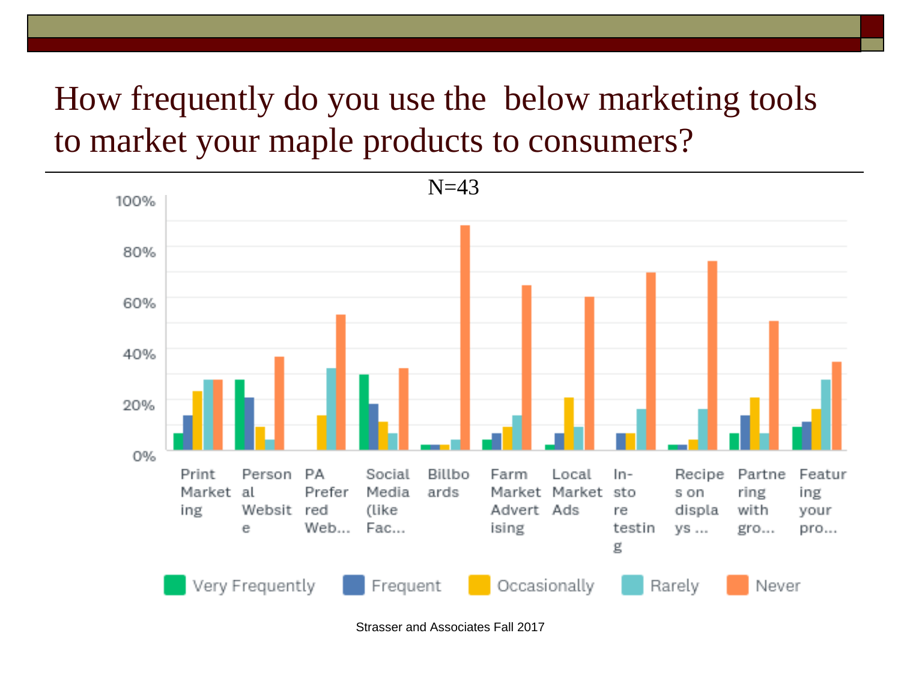# How frequently do you use the below marketing tools to market your maple products to consumers?

N=43

100%
80%
60%
40%
20%
0%

Print Marketing | Personal Website | PA Preferred Web... | Social Media (like Fac... | Billboards | Farm Market Advertising | Local Market Ads | In-store testing | Recipes on displays ... | Partnering with gro... | Featuring your pro...

Very Frequently | Frequent | Occasionally | Rarely | Never

Strasser and Associates Fall 2017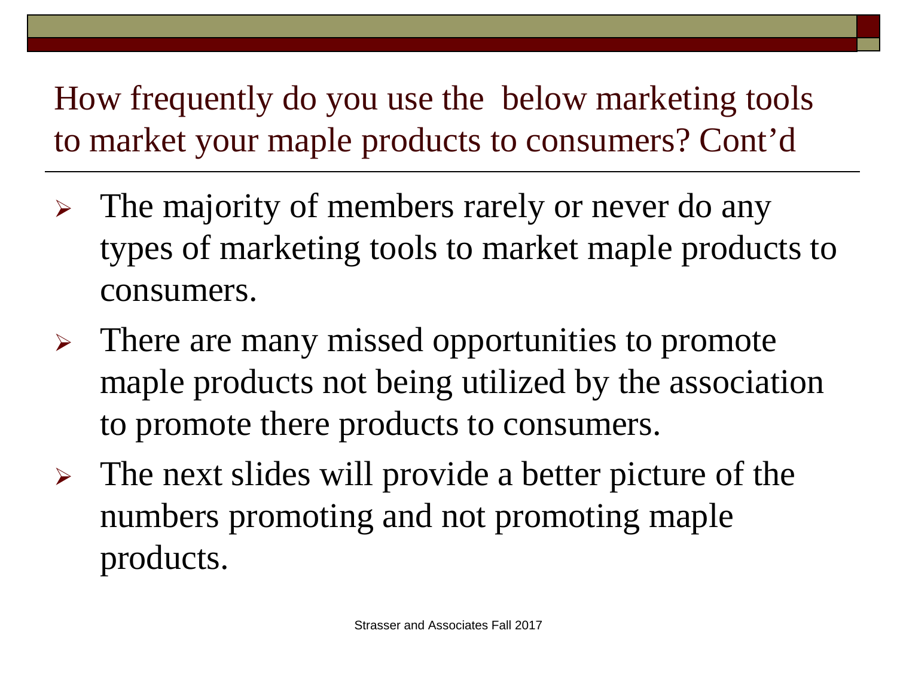## How frequently do you use the below marketing tools to market your maple products to consumers? Cont'd

- The majority of members rarely or never do any types of marketing tools to market maple products to consumers.
- There are many missed opportunities to promote maple products not being utilized by the association to promote there products to consumers.
- The next slides will provide a better picture of the numbers promoting and not promoting maple products.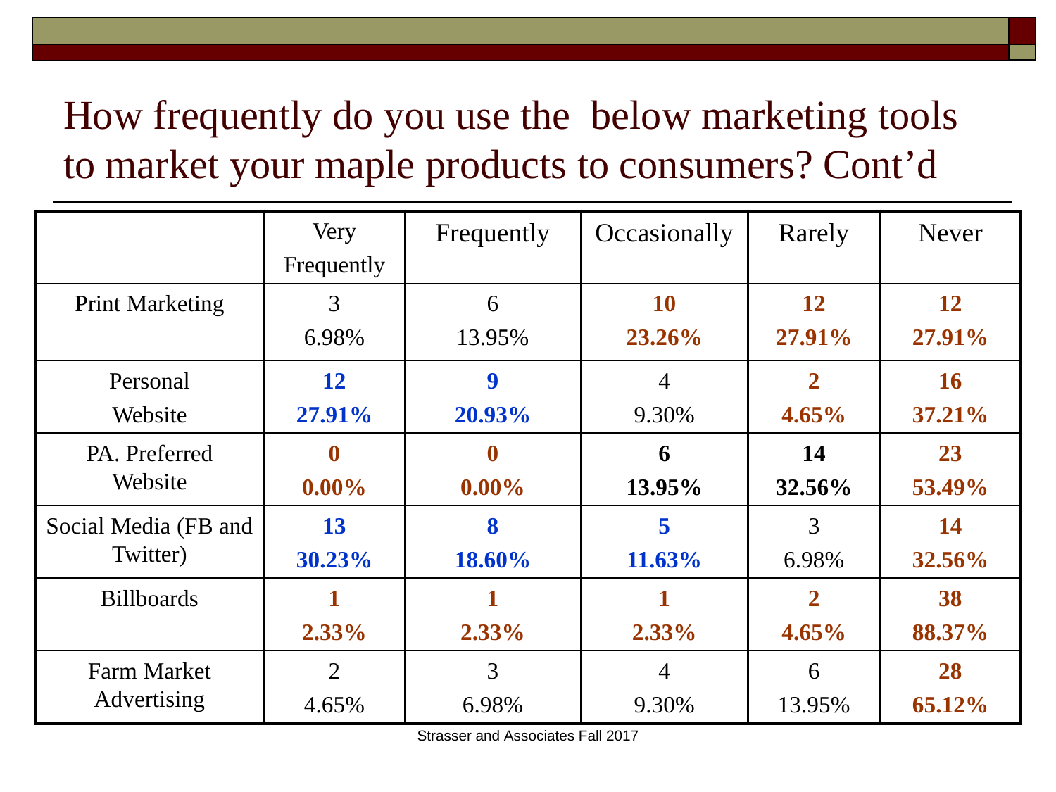# How frequently do you use the below marketing tools to market your maple products to consumers? Cont'd

| | Very Frequently | Frequently | Occasionally | Rarely | Never |
|---|---|---|---|---|---|
| Print Marketing | 3<br>6.98% | 6<br>13.95% | **10**<br>**23.26%** | **12**<br>**27.91%** | **12**<br>**27.91%** |
| Personal Website | **12**<br>**27.91%** | **9**<br>**20.93%** | 4<br>9.30% | **2**<br>**4.65%** | **16**<br>**37.21%** |
| PA. Preferred Website | **0**<br>**0.00%** | **0**<br>**0.00%** | **6**<br>**13.95%** | **14**<br>**32.56%** | **23**<br>**53.49%** |
| Social Media (FB and Twitter) | **13**<br>**30.23%** | **8**<br>**18.60%** | **5**<br>**11.63%** | 3<br>6.98% | **14**<br>**32.56%** |
| Billboards | **1**<br>**2.33%** | **1**<br>**2.33%** | **1**<br>**2.33%** | **2**<br>**4.65%** | **38**<br>**88.37%** |
| Farm Market Advertising | 2<br>4.65% | 3<br>6.98% | 4<br>9.30% | 6<br>13.95% | **28**<br>**65.12%** |

Strasser and Associates Fall 2017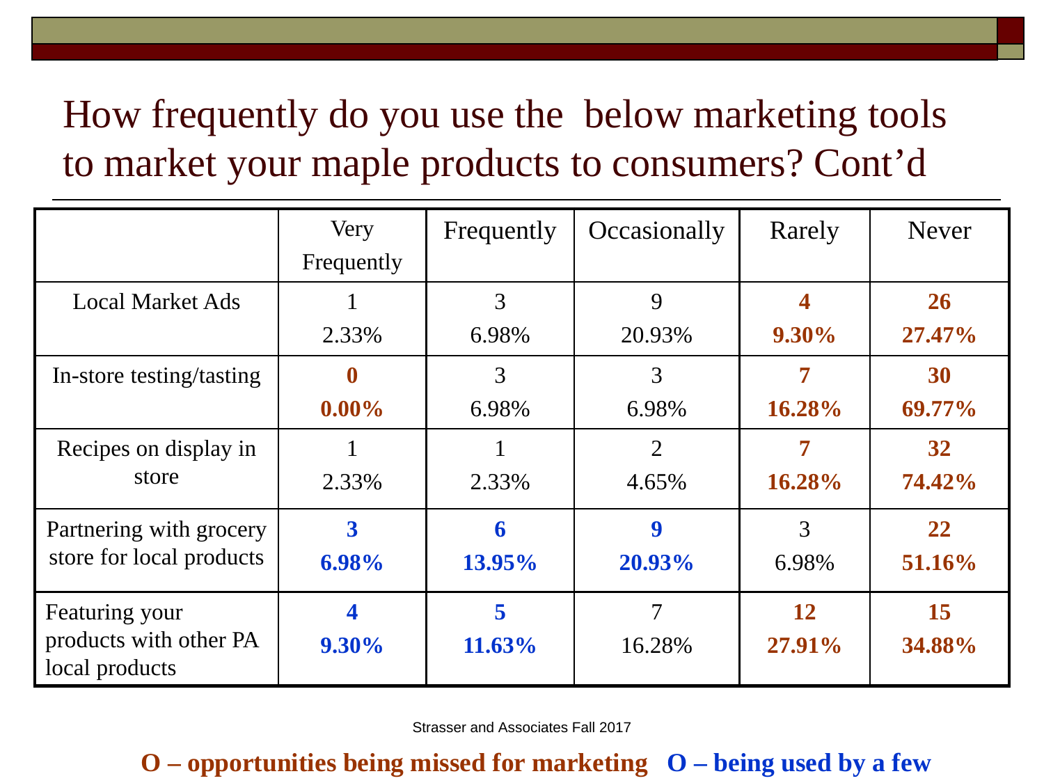# How frequently do you use the below marketing tools to market your maple products to consumers? Cont'd

| | Very Frequently | Frequently | Occasionally | Rarely | Never |
|---|---|---|---|---|---|
| Local Market Ads | 1<br>2.33% | 3<br>6.98% | 9<br>20.93% | **4**<br>**9.30%** | **26**<br>**27.47%** |
| In-store testing/tasting | **0**<br>**0.00%** | 3<br>6.98% | 3<br>6.98% | **7**<br>**16.28%** | **30**<br>**69.77%** |
| Recipes on display in store | 1<br>2.33% | 1<br>2.33% | 2<br>4.65% | **7**<br>**16.28%** | **32**<br>**74.42%** |
| Partnering with grocery store for local products | **3**<br>**6.98%** | **6**<br>**13.95%** | **9**<br>**20.93%** | 3<br>6.98% | **22**<br>**51.16%** |
| Featuring your products with other PA local products | **4**<br>**9.30%** | **5**<br>**11.63%** | 7<br>16.28% | **12**<br>**27.91%** | **15**<br>**34.88%** |

Strasser and Associates Fall 2017

**O – opportunities being missed for marketing** **O – being used by a few**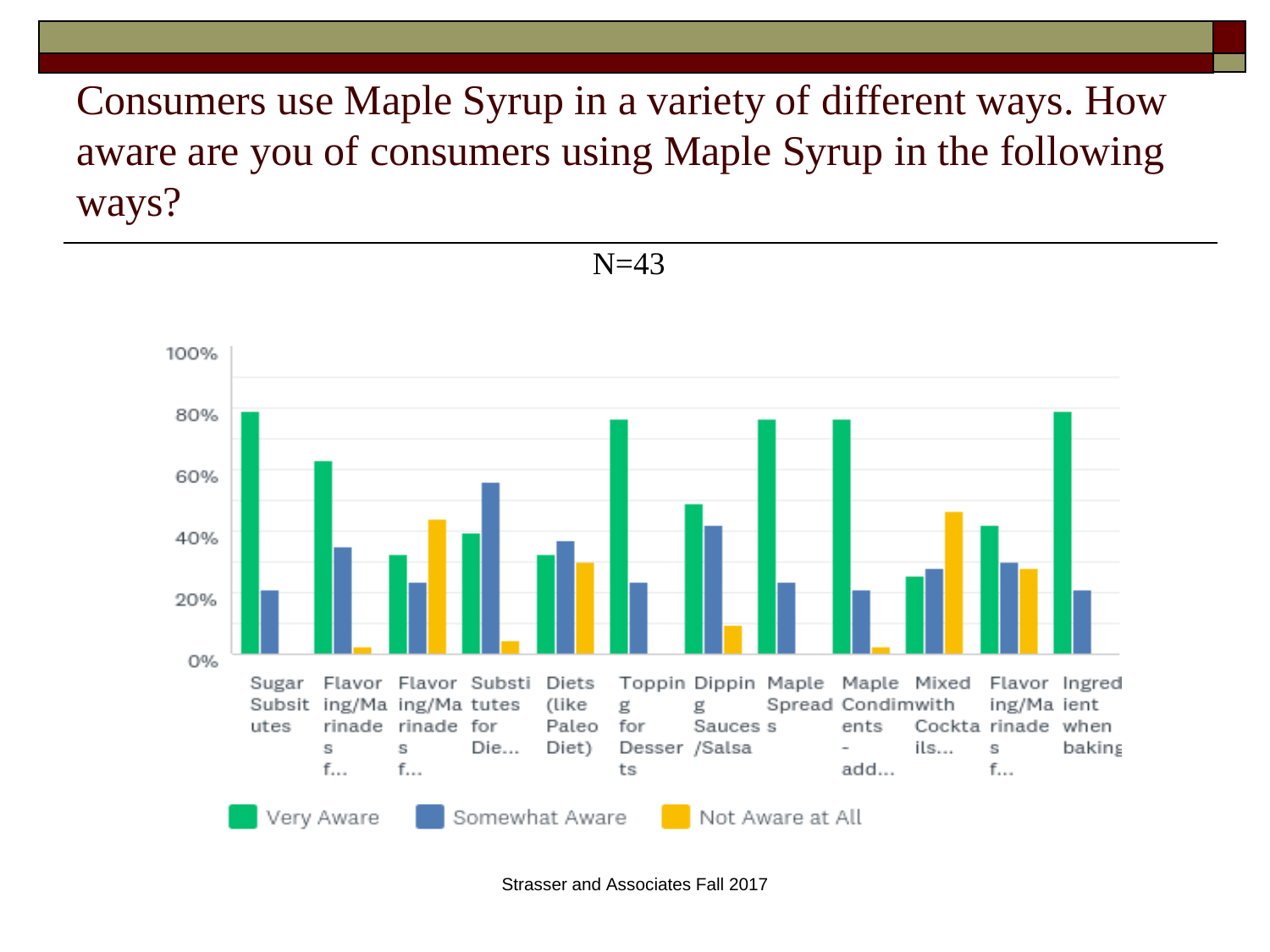# Consumers use Maple Syrup in a variety of different ways. How aware are you of consumers using Maple Syrup in the following ways?

N=43

| Use | Very Aware | Somewhat Aware | Not Aware at All |
|---|---|---|---|
| Sugar Substitutes | ~79% | ~21% | 0% |
| Flavoring/Marinades f... | ~63% | ~35% | ~2% |
| Flavoring/Marinades f... | ~32% | ~23% | ~44% |
| Substitutes for Die... | ~39% | ~56% | ~4% |
| Diets (like Paleo Diet) | ~32% | ~37% | ~30% |
| Topping for Desserts | ~77% | ~23% | 0% |
| Dipping Sauces/Salsa | ~49% | ~42% | ~9% |
| Maple Spreads | ~77% | ~23% | 0% |
| Maple Condiments - add... | ~77% | ~21% | ~2% |
| Mixed with Cocktails... | ~25% | ~28% | ~47% |
| Flavoring/Marinades f... | ~42% | ~30% | ~28% |
| Ingredient when baking | ~79% | ~21% | 0% |

Strasser and Associates Fall 2017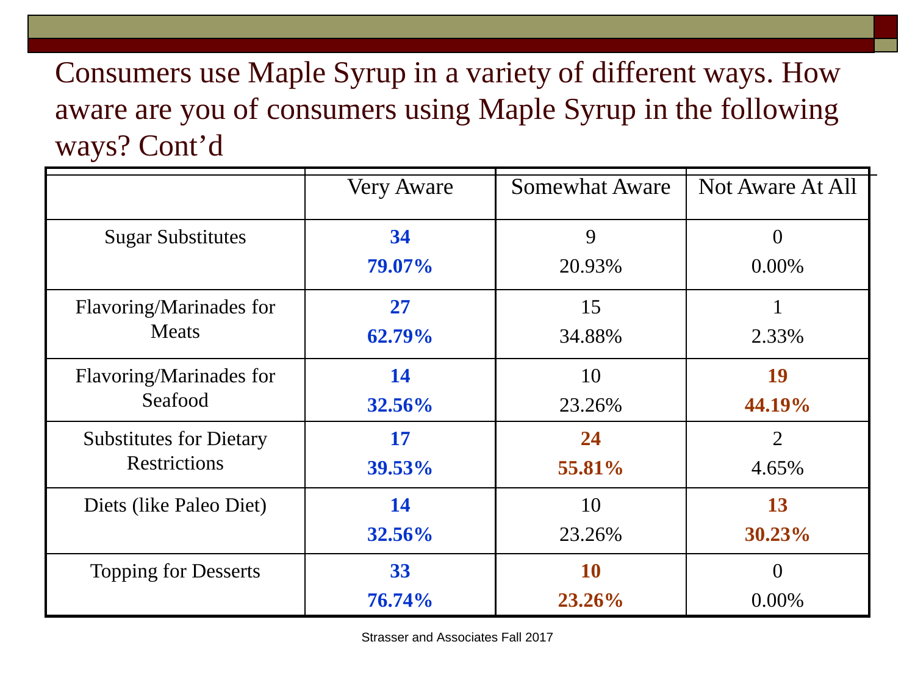# Consumers use Maple Syrup in a variety of different ways. How aware are you of consumers using Maple Syrup in the following ways? Cont'd

| | Very Aware | Somewhat Aware | Not Aware At All |
|---|---|---|---|
| Sugar Substitutes | **34**<br>**79.07%** | 9<br>20.93% | 0<br>0.00% |
| Flavoring/Marinades for Meats | **27**<br>**62.79%** | 15<br>34.88% | 1<br>2.33% |
| Flavoring/Marinades for Seafood | **14**<br>**32.56%** | 10<br>23.26% | **19**<br>**44.19%** |
| Substitutes for Dietary Restrictions | **17**<br>**39.53%** | **24**<br>**55.81%** | 2<br>4.65% |
| Diets (like Paleo Diet) | **14**<br>**32.56%** | 10<br>23.26% | **13**<br>**30.23%** |
| Topping for Desserts | **33**<br>**76.74%** | **10**<br>**23.26%** | 0<br>0.00% |

Strasser and Associates Fall 2017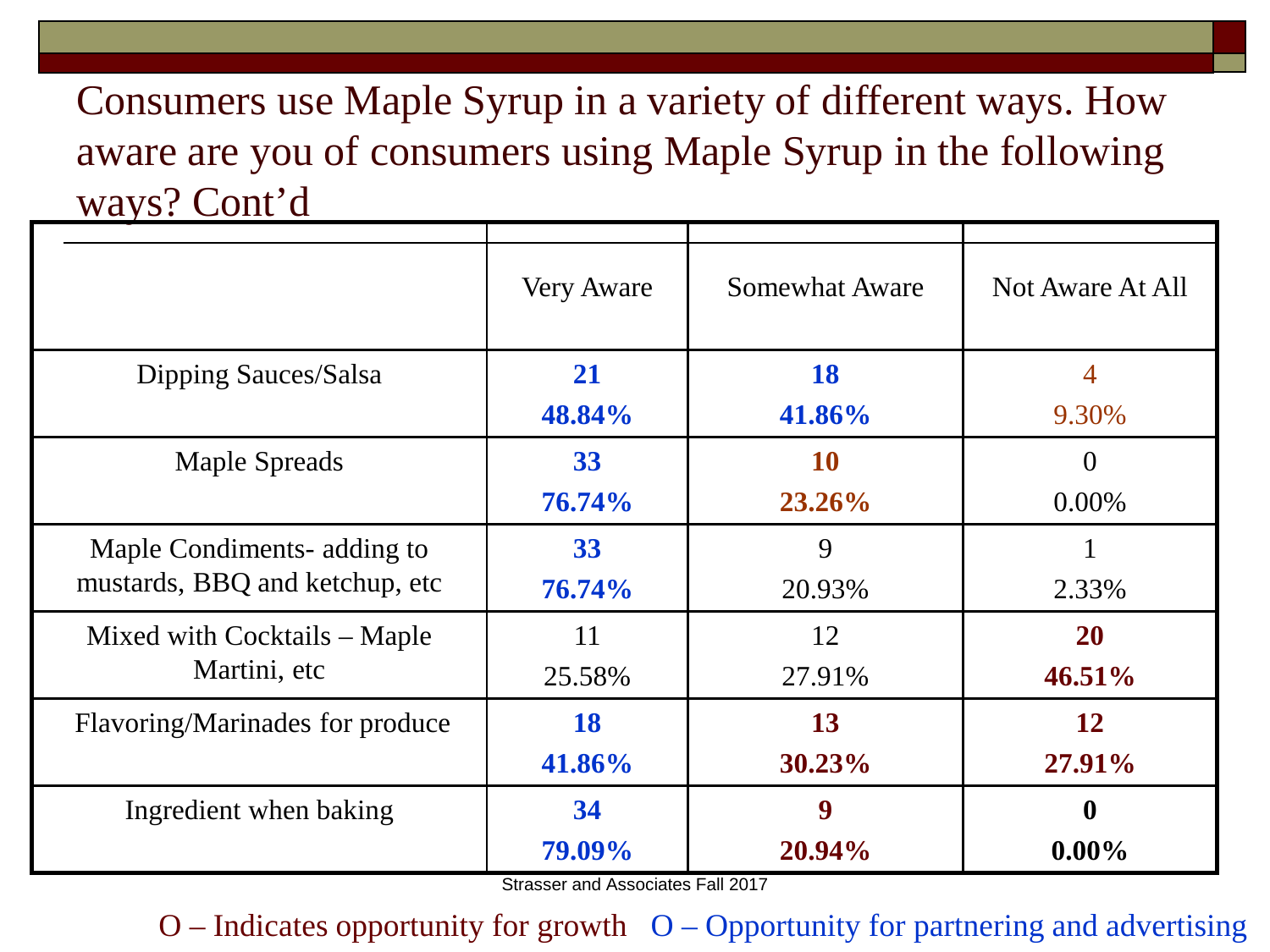# Consumers use Maple Syrup in a variety of different ways. How aware are you of consumers using Maple Syrup in the following ways? Cont'd

| | Very Aware | Somewhat Aware | Not Aware At All |
|---|---|---|---|
| Dipping Sauces/Salsa | **21**<br>**48.84%** | **18**<br>**41.86%** | 4<br>9.30% |
| Maple Spreads | **33**<br>**76.74%** | **10**<br>**23.26%** | 0<br>0.00% |
| Maple Condiments- adding to mustards, BBQ and ketchup, etc | **33**<br>**76.74%** | 9<br>20.93% | 1<br>2.33% |
| Mixed with Cocktails – Maple Martini, etc | 11<br>25.58% | 12<br>27.91% | **20**<br>**46.51%** |
| Flavoring/Marinades for produce | **18**<br>**41.86%** | **13**<br>**30.23%** | **12**<br>**27.91%** |
| Ingredient when baking | **34**<br>**79.09%** | **9**<br>**20.94%** | **0**<br>**0.00%** |

Strasser and Associates Fall 2017

O – Indicates opportunity for growth O – Opportunity for partnering and advertising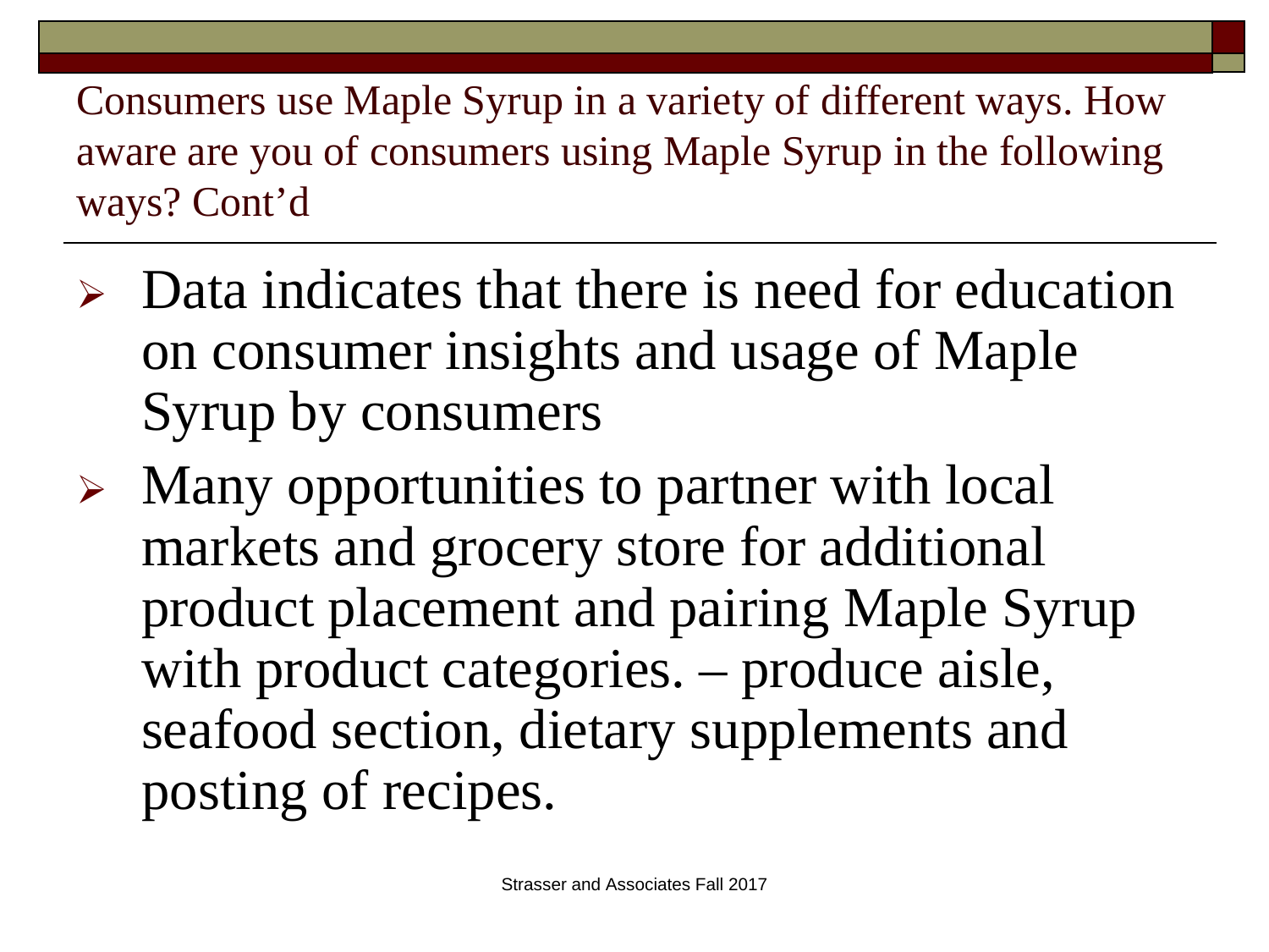## Consumers use Maple Syrup in a variety of different ways. How aware are you of consumers using Maple Syrup in the following ways? Cont'd

- Data indicates that there is need for education on consumer insights and usage of Maple Syrup by consumers
- Many opportunities to partner with local markets and grocery store for additional product placement and pairing Maple Syrup with product categories. – produce aisle, seafood section, dietary supplements and posting of recipes.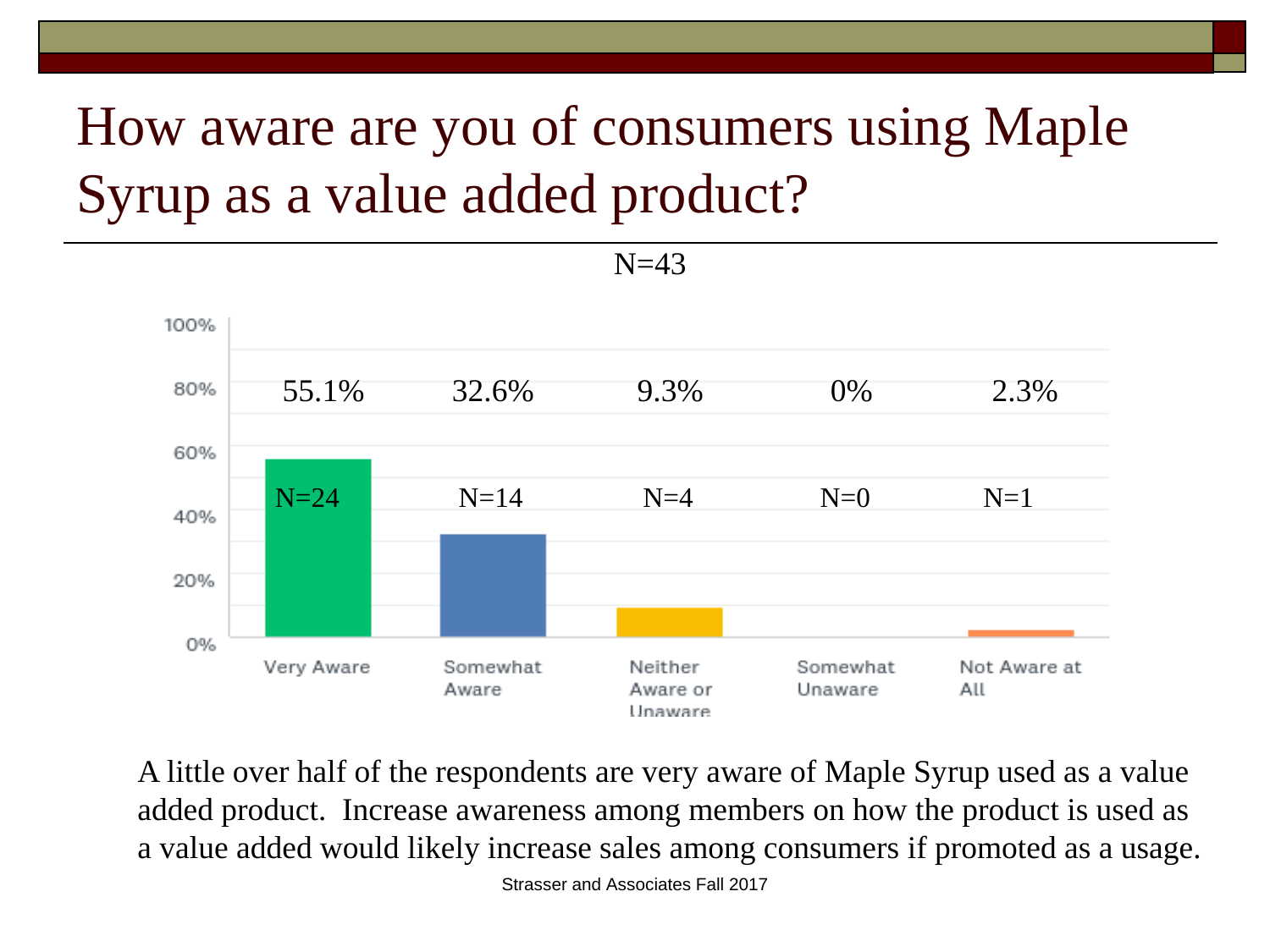# How aware are you of consumers using Maple Syrup as a value added product?

N=43

| Response | Percent | N |
|---|---|---|
| Very Aware | 55.1% | N=24 |
| Somewhat Aware | 32.6% | N=14 |
| Neither Aware or Unaware | 9.3% | N=4 |
| Somewhat Unaware | 0% | N=0 |
| Not Aware at All | 2.3% | N=1 |

A little over half of the respondents are very aware of Maple Syrup used as a value added product. Increase awareness among members on how the product is used as a value added would likely increase sales among consumers if promoted as a usage.

Strasser and Associates Fall 2017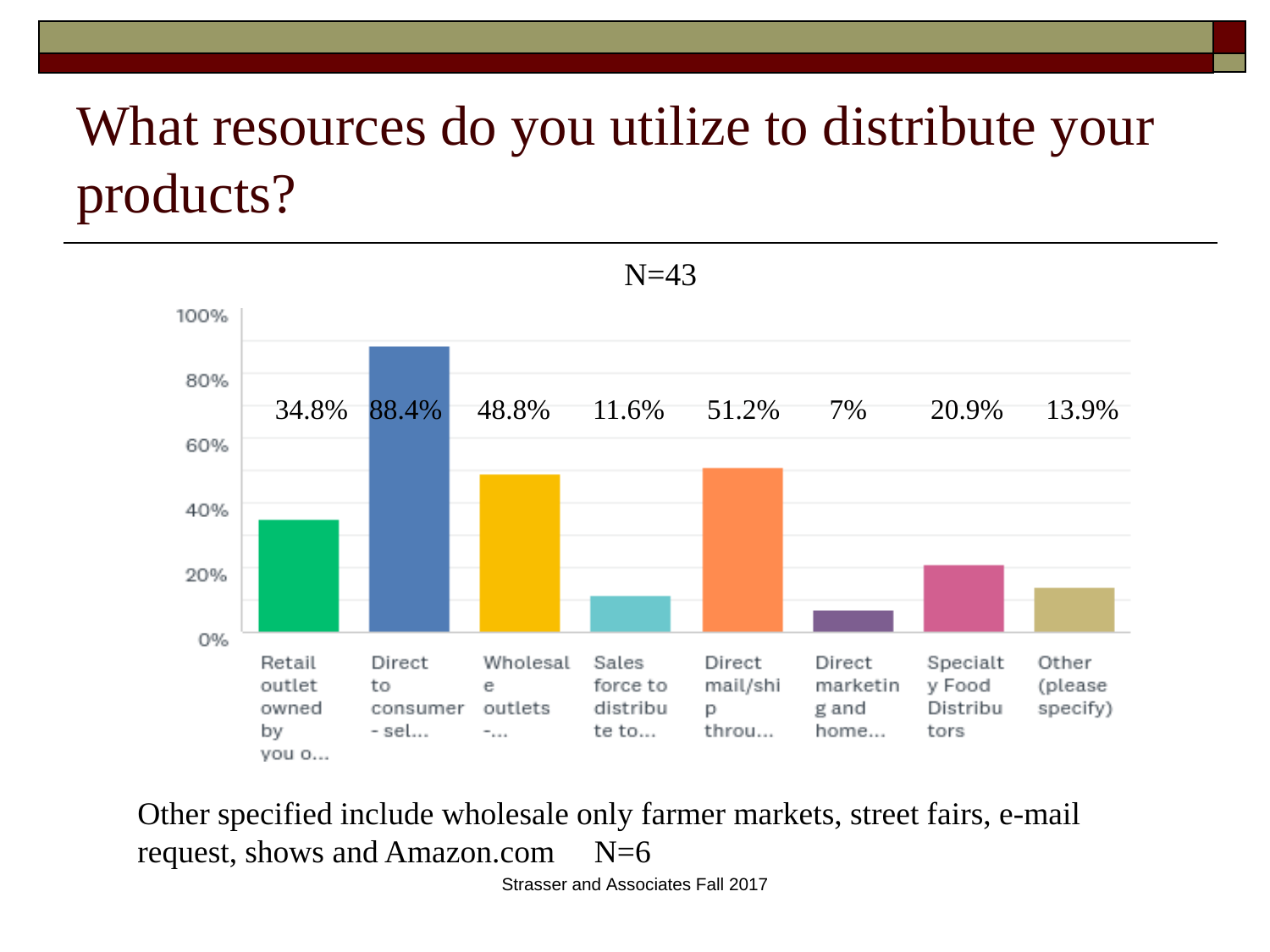# What resources do you utilize to distribute your products?

N=43

| Response | Percent |
|---|---|
| Retail outlet owned by you o... | 34.8% |
| Direct to consumer - sel... | 88.4% |
| Wholesale outlets -... | 48.8% |
| Sales force to distribute to... | 11.6% |
| Direct mail/ship throu... | 51.2% |
| Direct marketing and home... | 7% |
| Specialty Food Distributors | 20.9% |
| Other (please specify) | 13.9% |

Other specified include wholesale only farmer markets, street fairs, e-mail request, shows and Amazon.com N=6

Strasser and Associates Fall 2017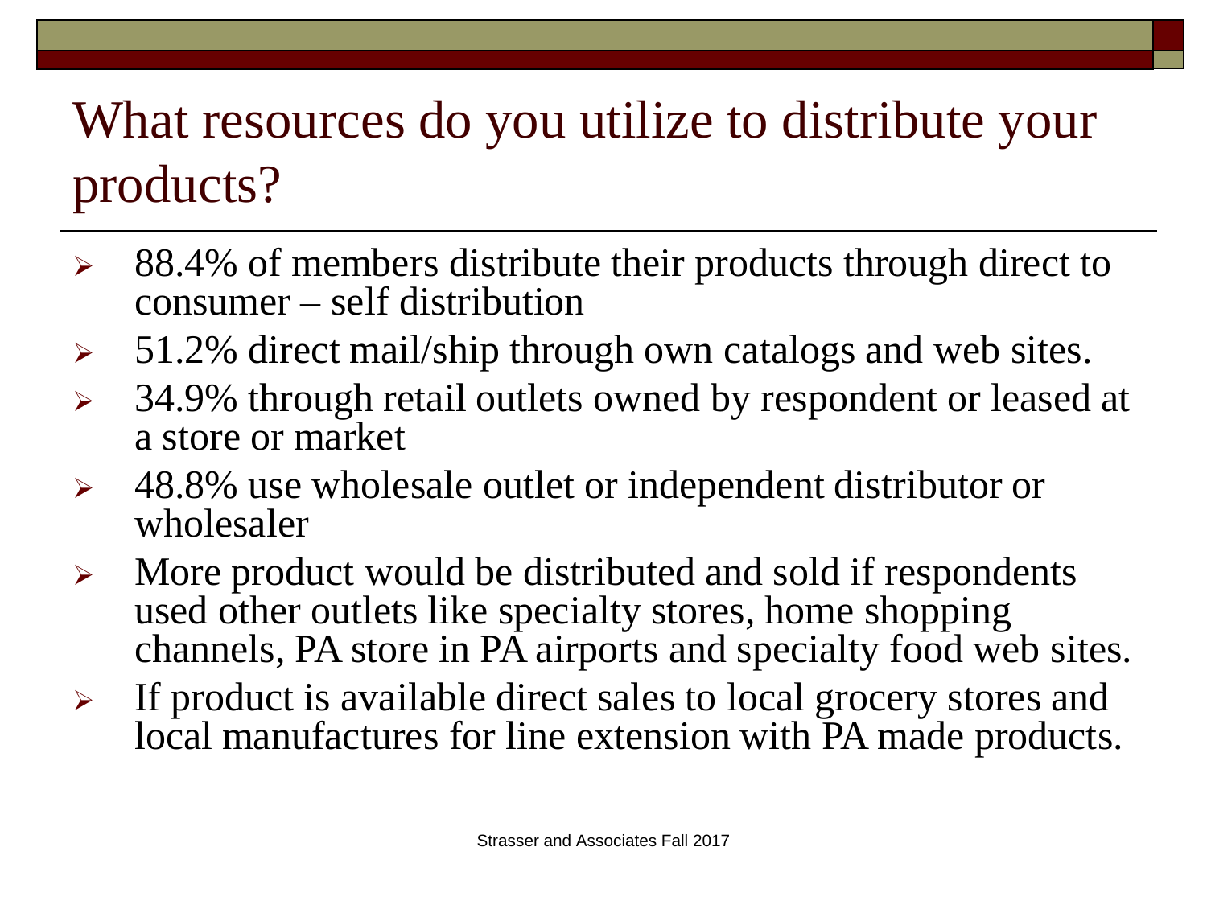# What resources do you utilize to distribute your products?

- 88.4% of members distribute their products through direct to consumer – self distribution
- 51.2% direct mail/ship through own catalogs and web sites.
- 34.9% through retail outlets owned by respondent or leased at a store or market
- 48.8% use wholesale outlet or independent distributor or wholesaler
- More product would be distributed and sold if respondents used other outlets like specialty stores, home shopping channels, PA store in PA airports and specialty food web sites.
- If product is available direct sales to local grocery stores and local manufactures for line extension with PA made products.

Strasser and Associates Fall 2017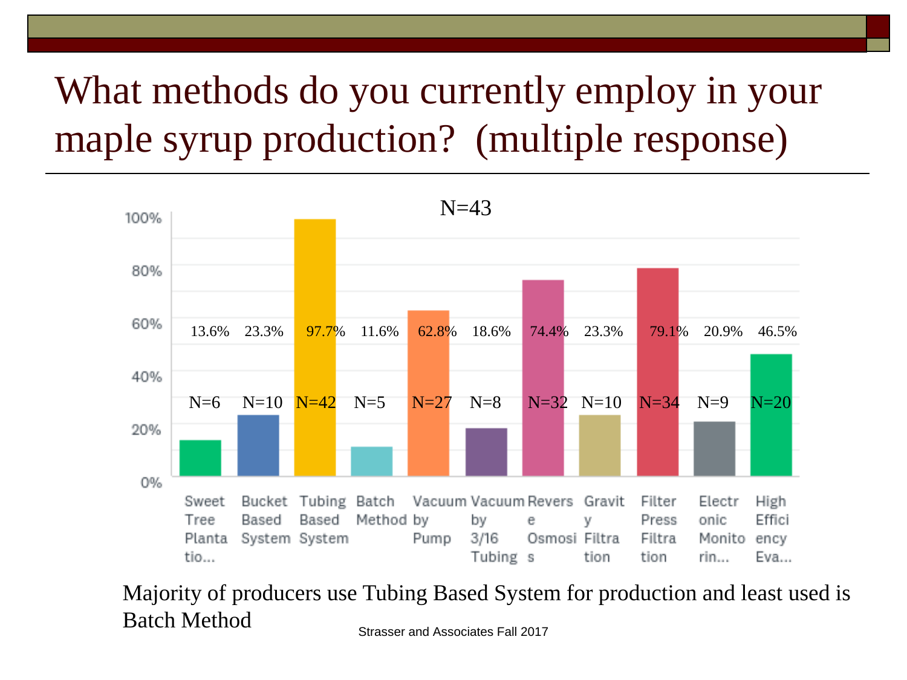# What methods do you currently employ in your maple syrup production? (multiple response)

N=43

| Method | Percent | N |
|---|---|---|
| Sweet Tree Plantatio... | 13.6% | N=6 |
| Bucket Based System | 23.3% | N=10 |
| Tubing Based System | 97.7% | N=42 |
| Batch Method | 11.6% | N=5 |
| Vacuum by Pump | 62.8% | N=27 |
| Vacuum by 3/16 Tubing | 18.6% | N=8 |
| Reverse Osmosis | 74.4% | N=32 |
| Gravity Filtration | 23.3% | N=10 |
| Filter Press Filtration | 79.1% | N=34 |
| Electronic Monitorin... | 20.9% | N=9 |
| High Efficiency Eva... | 46.5% | N=20 |

Majority of producers use Tubing Based System for production and least used is Batch Method

Strasser and Associates Fall 2017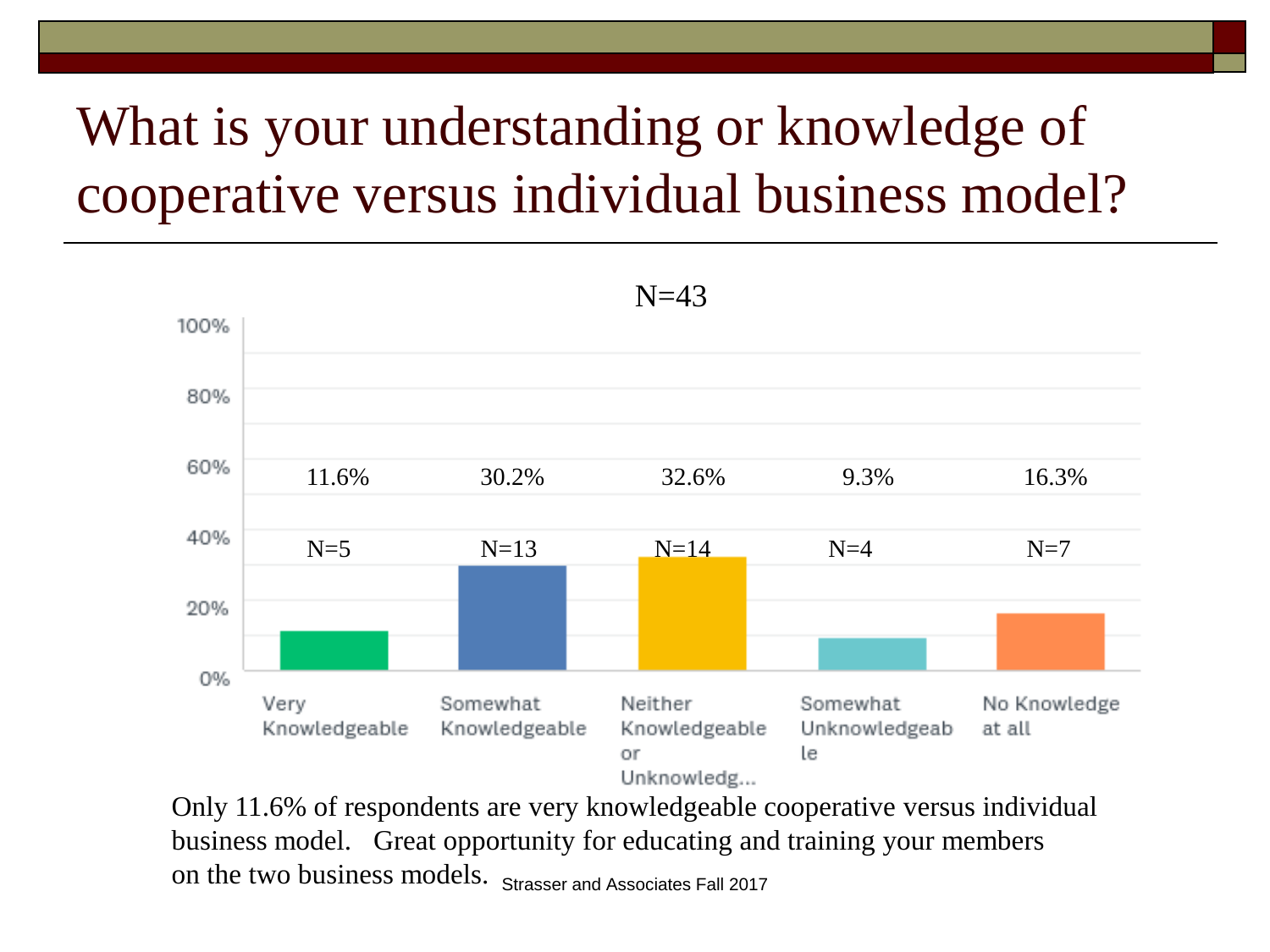# What is your understanding or knowledge of cooperative versus individual business model?

N=43

| Response | Percent | N |
|---|---|---|
| Very Knowledgeable | 11.6% | N=5 |
| Somewhat Knowledgeable | 30.2% | N=13 |
| Neither Knowledgeable or Unknowledg... | 32.6% | N=14 |
| Somewhat Unknowledgeable | 9.3% | N=4 |
| No Knowledge at all | 16.3% | N=7 |

Only 11.6% of respondents are very knowledgeable cooperative versus individual business model. Great opportunity for educating and training your members on the two business models.

Strasser and Associates Fall 2017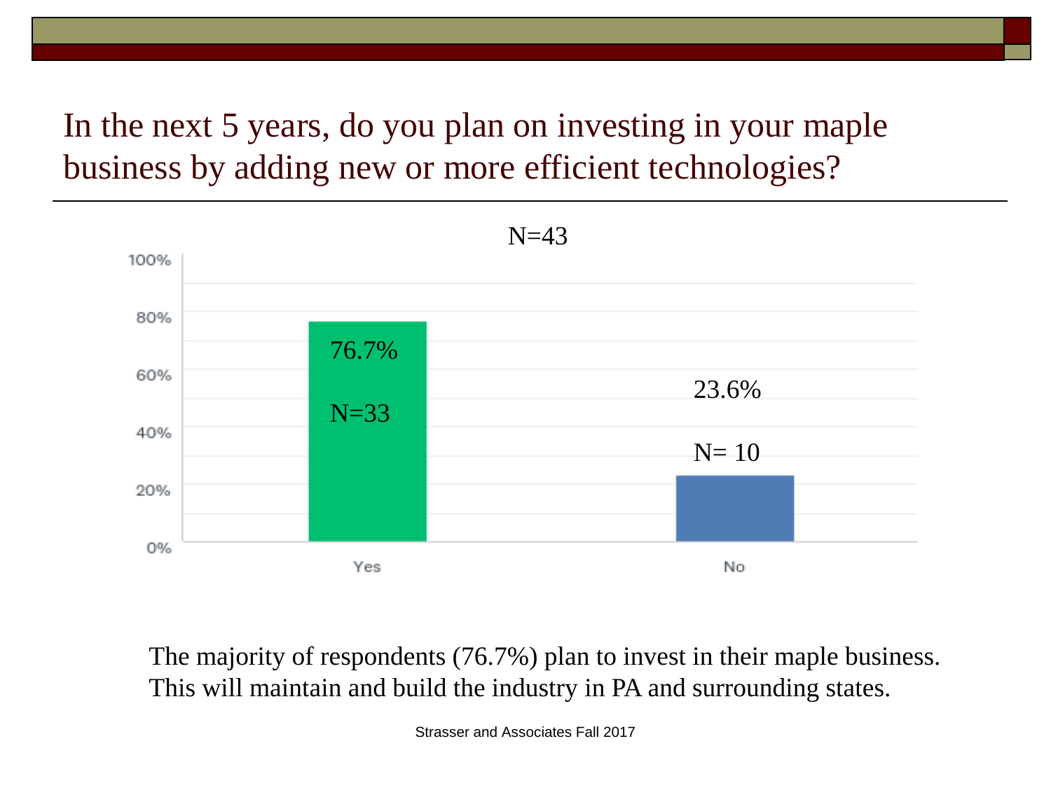# In the next 5 years, do you plan on investing in your maple business by adding new or more efficient technologies?

N=43

| Response | Percent | N |
|---|---|---|
| Yes | 76.7% | N=33 |
| No | 23.6% | N= 10 |

The majority of respondents (76.7%) plan to invest in their maple business. This will maintain and build the industry in PA and surrounding states.

Strasser and Associates Fall 2017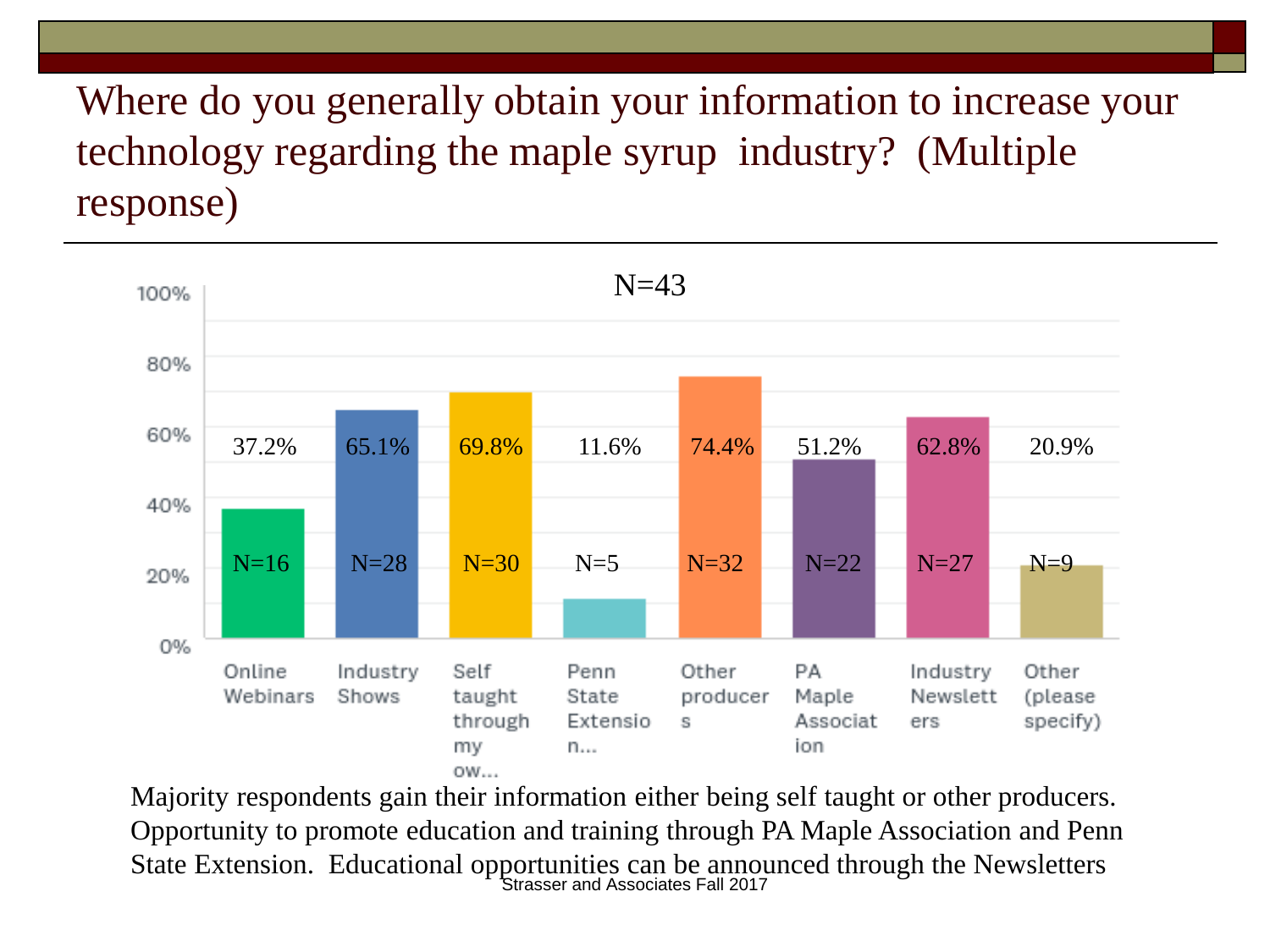# Where do you generally obtain your information to increase your technology regarding the maple syrup industry? (Multiple response)

N=43

| Source | Percent | N |
|---|---|---|
| Online Webinars | 37.2% | N=16 |
| Industry Shows | 65.1% | N=28 |
| Self taught through my ow... | 69.8% | N=30 |
| Penn State Extensio n... | 11.6% | N=5 |
| Other producers | 74.4% | N=32 |
| PA Maple Association | 51.2% | N=22 |
| Industry Newsletters | 62.8% | N=27 |
| Other (please specify) | 20.9% | N=9 |

Majority respondents gain their information either being self taught or other producers. Opportunity to promote education and training through PA Maple Association and Penn State Extension. Educational opportunities can be announced through the Newsletters

Strasser and Associates Fall 2017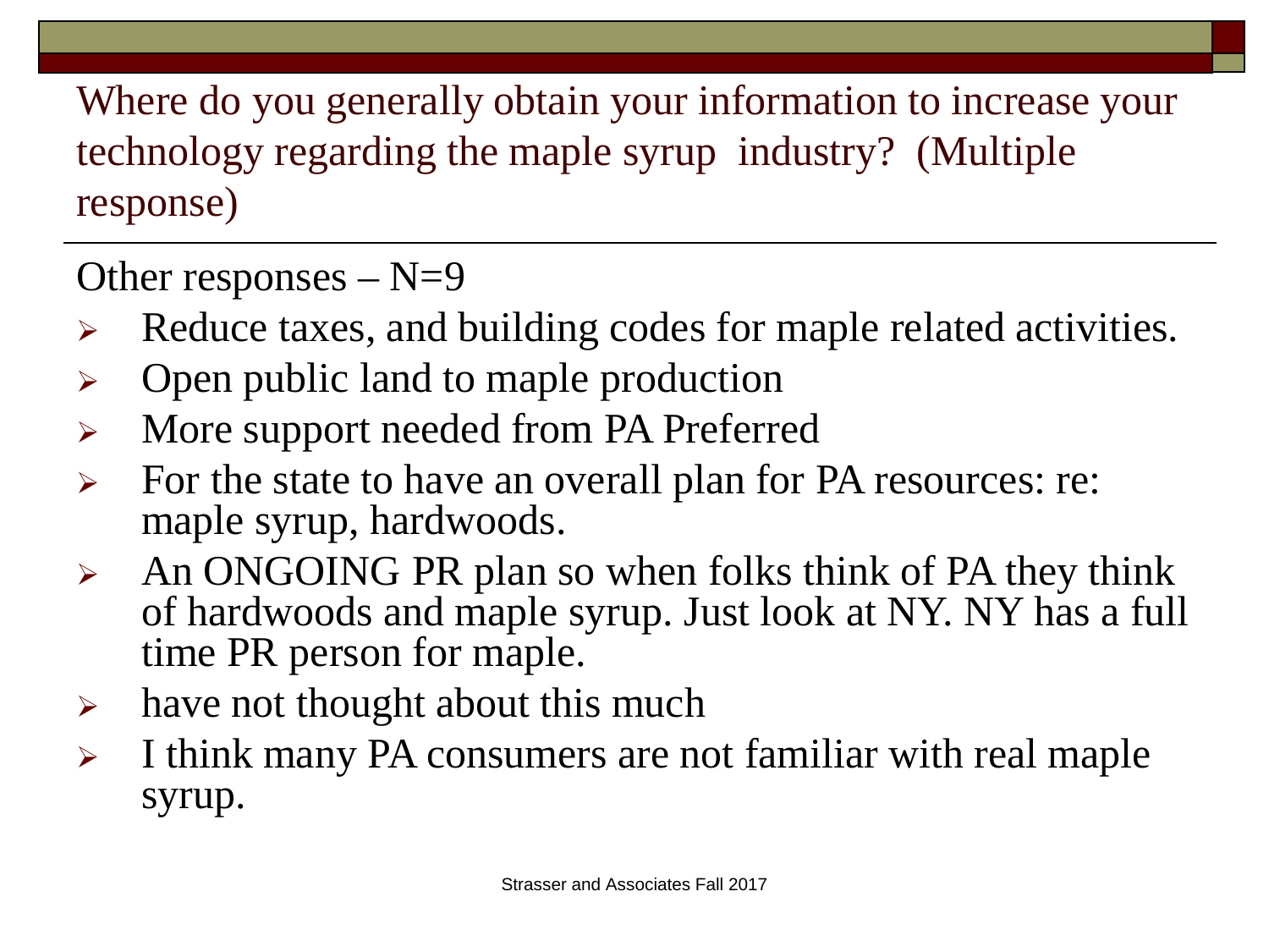## Where do you generally obtain your information to increase your technology regarding the maple syrup industry? (Multiple response)

Other responses – N=9

- Reduce taxes, and building codes for maple related activities.
- Open public land to maple production
- More support needed from PA Preferred
- For the state to have an overall plan for PA resources: re: maple syrup, hardwoods.
- An ONGOING PR plan so when folks think of PA they think of hardwoods and maple syrup. Just look at NY. NY has a full time PR person for maple.
- have not thought about this much
- I think many PA consumers are not familiar with real maple syrup.

Strasser and Associates Fall 2017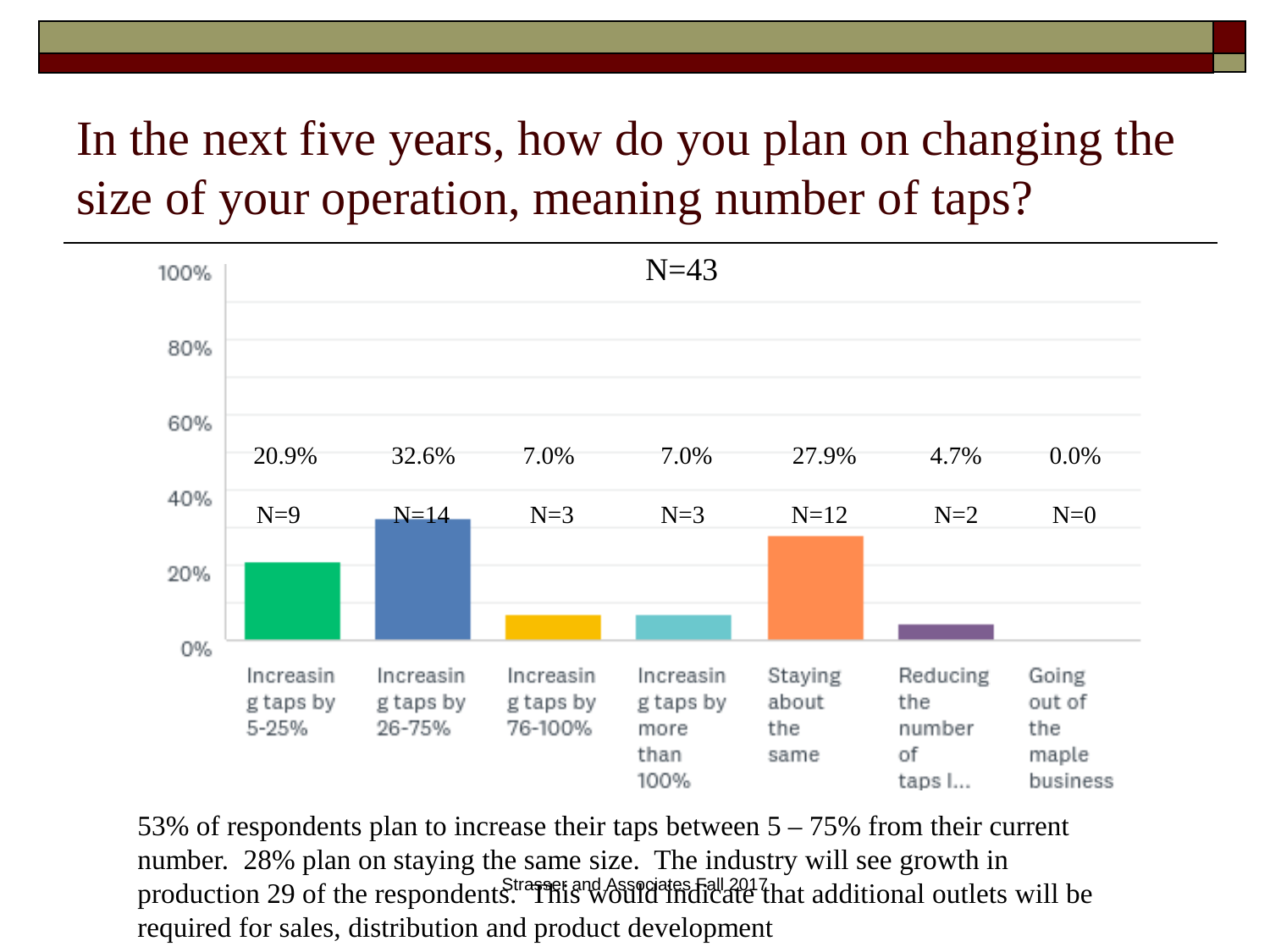# In the next five years, how do you plan on changing the size of your operation, meaning number of taps?

N=43

| Response | Percent | N |
|---|---|---|
| Increasing taps by 5-25% | 20.9% | N=9 |
| Increasing taps by 26-75% | 32.6% | N=14 |
| Increasing taps by 76-100% | 7.0% | N=3 |
| Increasing taps by more than 100% | 7.0% | N=3 |
| Staying about the same | 27.9% | N=12 |
| Reducing the number of taps I... | 4.7% | N=2 |
| Going out of the maple business | 0.0% | N=0 |

53% of respondents plan to increase their taps between 5 – 75% from their current number. 28% plan on staying the same size. The industry will see growth in production 29 of the respondents. This would indicate that additional outlets will be required for sales, distribution and product development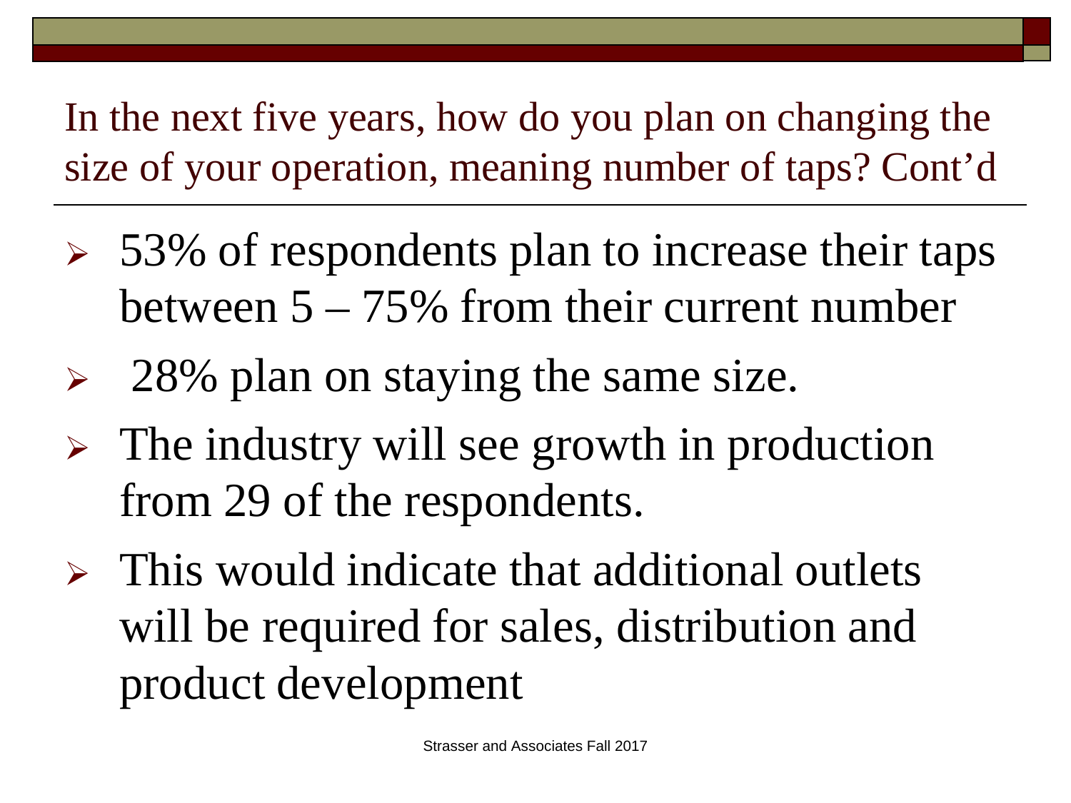## In the next five years, how do you plan on changing the size of your operation, meaning number of taps? Cont'd

- 53% of respondents plan to increase their taps between 5 – 75% from their current number
- 28% plan on staying the same size.
- The industry will see growth in production from 29 of the respondents.
- This would indicate that additional outlets will be required for sales, distribution and product development

Strasser and Associates Fall 2017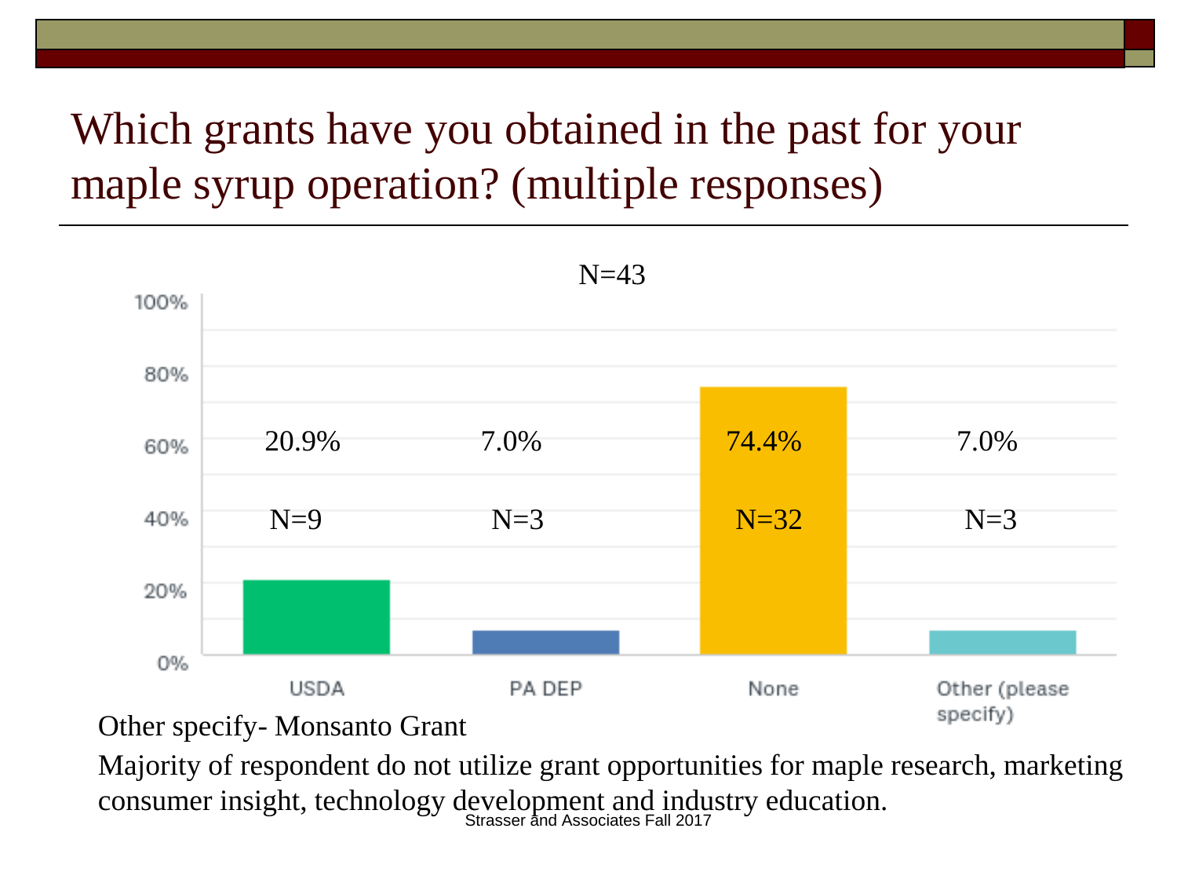# Which grants have you obtained in the past for your maple syrup operation? (multiple responses)

N=43

| Response | Percent | N |
| --- | --- | --- |
| USDA | 20.9% | N=9 |
| PA DEP | 7.0% | N=3 |
| None | 74.4% | N=32 |
| Other (please specify) | 7.0% | N=3 |

Other specify- Monsanto Grant

Majority of respondent do not utilize grant opportunities for maple research, marketing consumer insight, technology development and industry education.

Strasser and Associates Fall 2017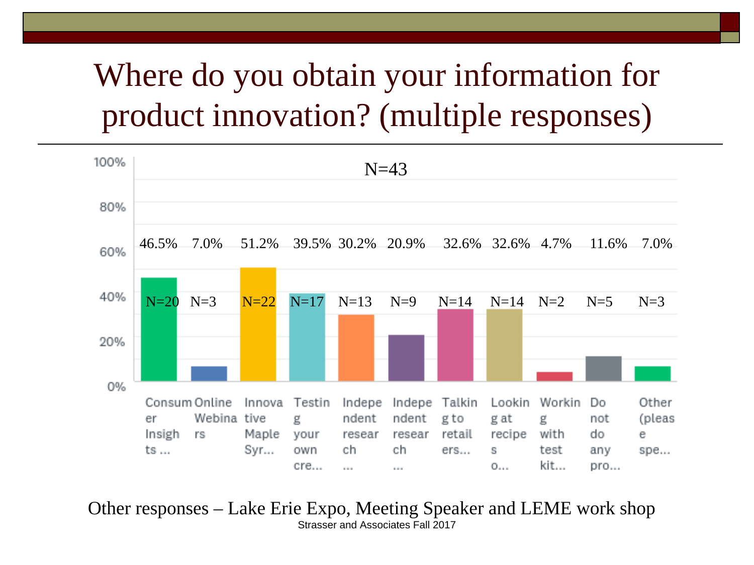# Where do you obtain your information for product innovation? (multiple responses)

N=43

| Response | Percent | N |
|---|---|---|
| Consumer Insights ... | 46.5% | N=20 |
| Online Webinars | 7.0% | N=3 |
| Innovative Maple Syr... | 51.2% | N=22 |
| Testing your own cre... | 39.5% | N=17 |
| Independent research ... | 30.2% | N=13 |
| Independent research ... | 20.9% | N=9 |
| Talking to retailers... | 32.6% | N=14 |
| Looking at recipes o... | 32.6% | N=14 |
| Working with test kit... | 4.7% | N=2 |
| Do not do any pro... | 11.6% | N=5 |
| Other (please spe... | 7.0% | N=3 |

Other responses – Lake Erie Expo, Meeting Speaker and LEME work shop

Strasser and Associates Fall 2017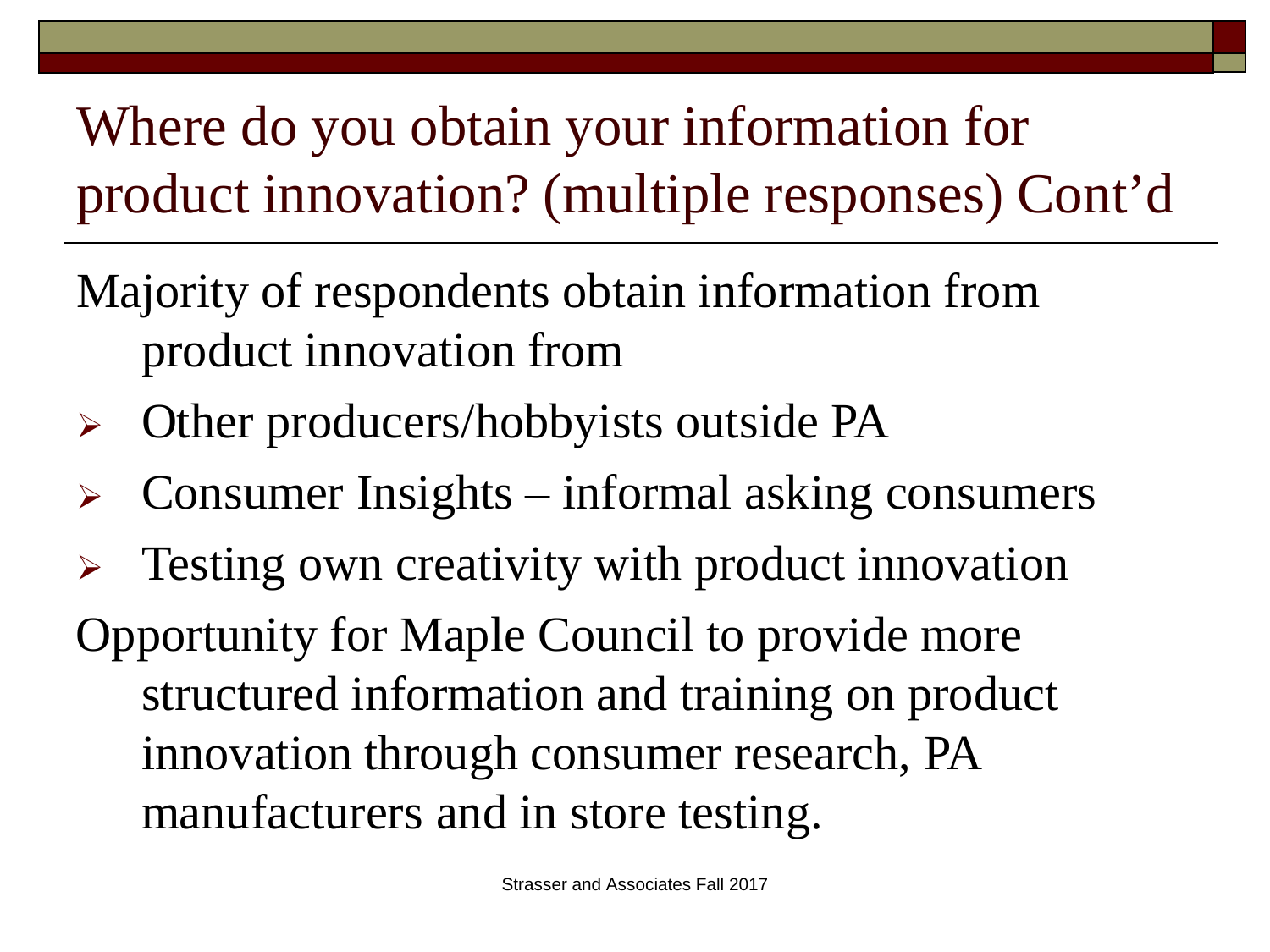# Where do you obtain your information for product innovation? (multiple responses) Cont'd

Majority of respondents obtain information from product innovation from

- Other producers/hobbyists outside PA
- Consumer Insights – informal asking consumers
- Testing own creativity with product innovation

Opportunity for Maple Council to provide more structured information and training on product innovation through consumer research, PA manufacturers and in store testing.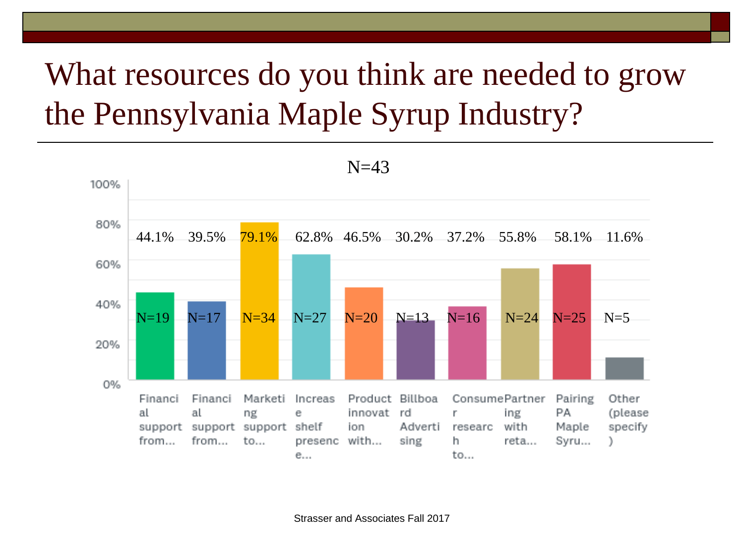# What resources do you think are needed to grow the Pennsylvania Maple Syrup Industry?

N=43

| Response | Percent | N |
|---|---|---|
| Financial support from... | 44.1% | N=19 |
| Financial support from... | 39.5% | N=17 |
| Marketing support to... | 79.1% | N=34 |
| Increase shelf presence... | 62.8% | N=27 |
| Product innovation with... | 46.5% | N=20 |
| Billboard Advertising | 30.2% | N=13 |
| Consumer research to... | 37.2% | N=16 |
| Partnering with reta... | 55.8% | N=24 |
| Pairing PA Maple Syru... | 58.1% | N=25 |
| Other (please specify) | 11.6% | N=5 |

Strasser and Associates Fall 2017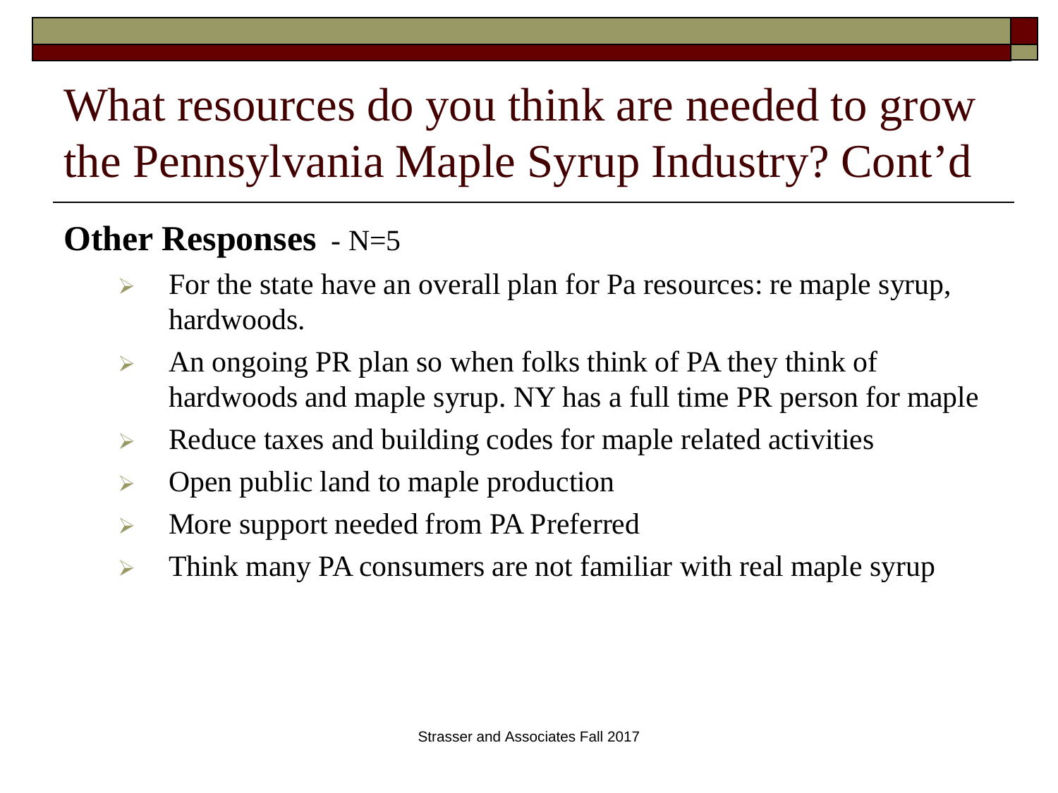# What resources do you think are needed to grow the Pennsylvania Maple Syrup Industry? Cont'd

**Other Responses** - N=5

- For the state have an overall plan for Pa resources: re maple syrup, hardwoods.
- An ongoing PR plan so when folks think of PA they think of hardwoods and maple syrup. NY has a full time PR person for maple
- Reduce taxes and building codes for maple related activities
- Open public land to maple production
- More support needed from PA Preferred
- Think many PA consumers are not familiar with real maple syrup

Strasser and Associates Fall 2017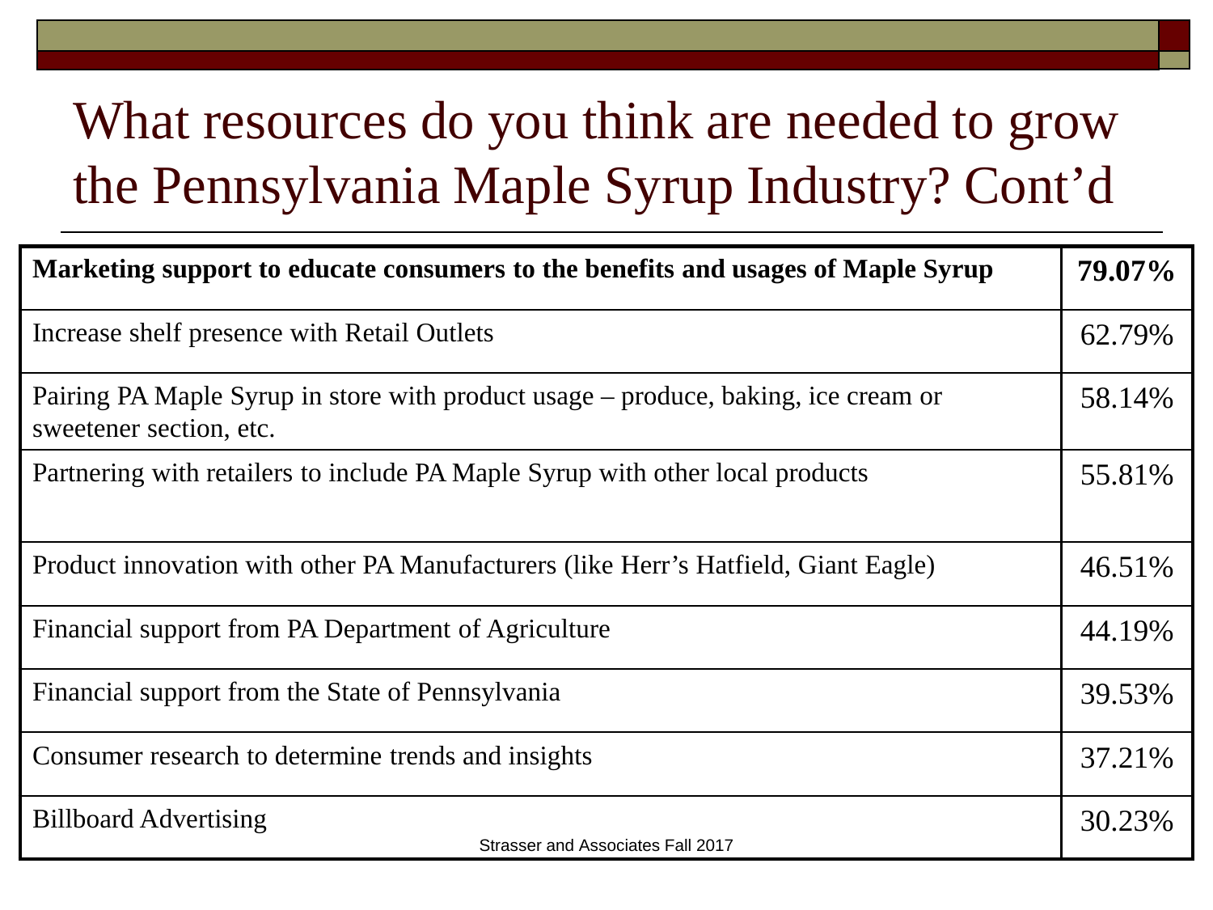# What resources do you think are needed to grow the Pennsylvania Maple Syrup Industry? Cont'd

| **Marketing support to educate consumers to the benefits and usages of Maple Syrup** | **79.07%** |
| --- | --- |
| Increase shelf presence with Retail Outlets | 62.79% |
| Pairing PA Maple Syrup in store with product usage – produce, baking, ice cream or sweetener section, etc. | 58.14% |
| Partnering with retailers to include PA Maple Syrup with other local products | 55.81% |
| Product innovation with other PA Manufacturers (like Herr's Hatfield, Giant Eagle) | 46.51% |
| Financial support from PA Department of Agriculture | 44.19% |
| Financial support from the State of Pennsylvania | 39.53% |
| Consumer research to determine trends and insights | 37.21% |
| Billboard Advertising | 30.23% |

Strasser and Associates Fall 2017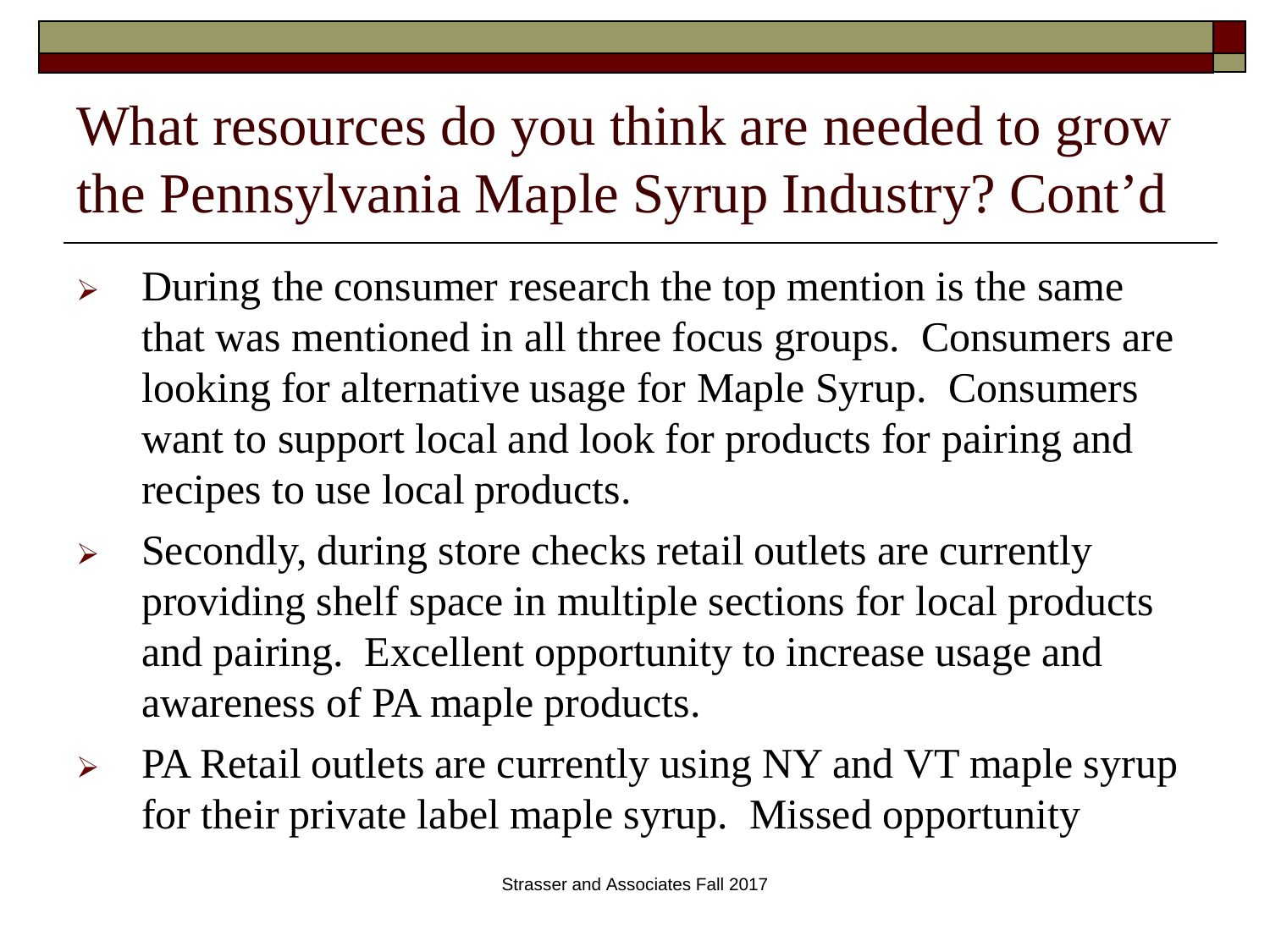# What resources do you think are needed to grow the Pennsylvania Maple Syrup Industry? Cont'd

- During the consumer research the top mention is the same that was mentioned in all three focus groups. Consumers are looking for alternative usage for Maple Syrup. Consumers want to support local and look for products for pairing and recipes to use local products.
- Secondly, during store checks retail outlets are currently providing shelf space in multiple sections for local products and pairing. Excellent opportunity to increase usage and awareness of PA maple products.
- PA Retail outlets are currently using NY and VT maple syrup for their private label maple syrup. Missed opportunity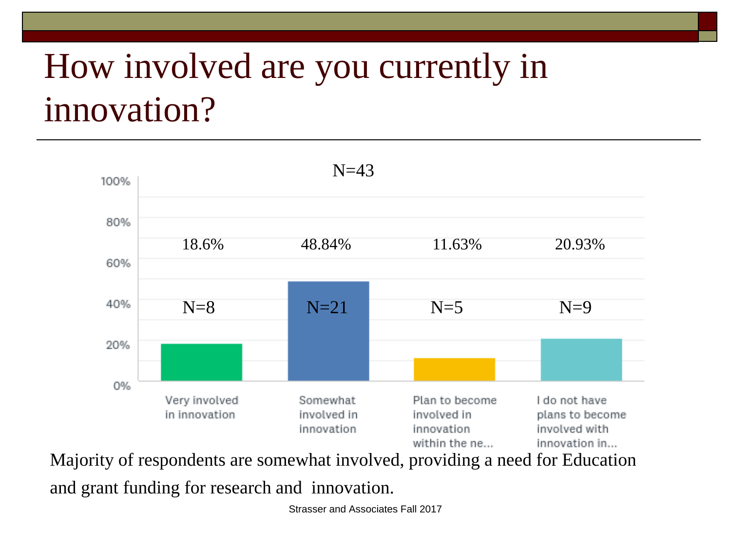# How involved are you currently in innovation?

N=43

| Response | Percentage | N |
|---|---|---|
| Very involved in innovation | 18.6% | N=8 |
| Somewhat involved in innovation | 48.84% | N=21 |
| Plan to become involved in innovation within the ne... | 11.63% | N=5 |
| I do not have plans to become involved with innovation in... | 20.93% | N=9 |

Majority of respondents are somewhat involved, providing a need for Education and grant funding for research and innovation.

Strasser and Associates Fall 2017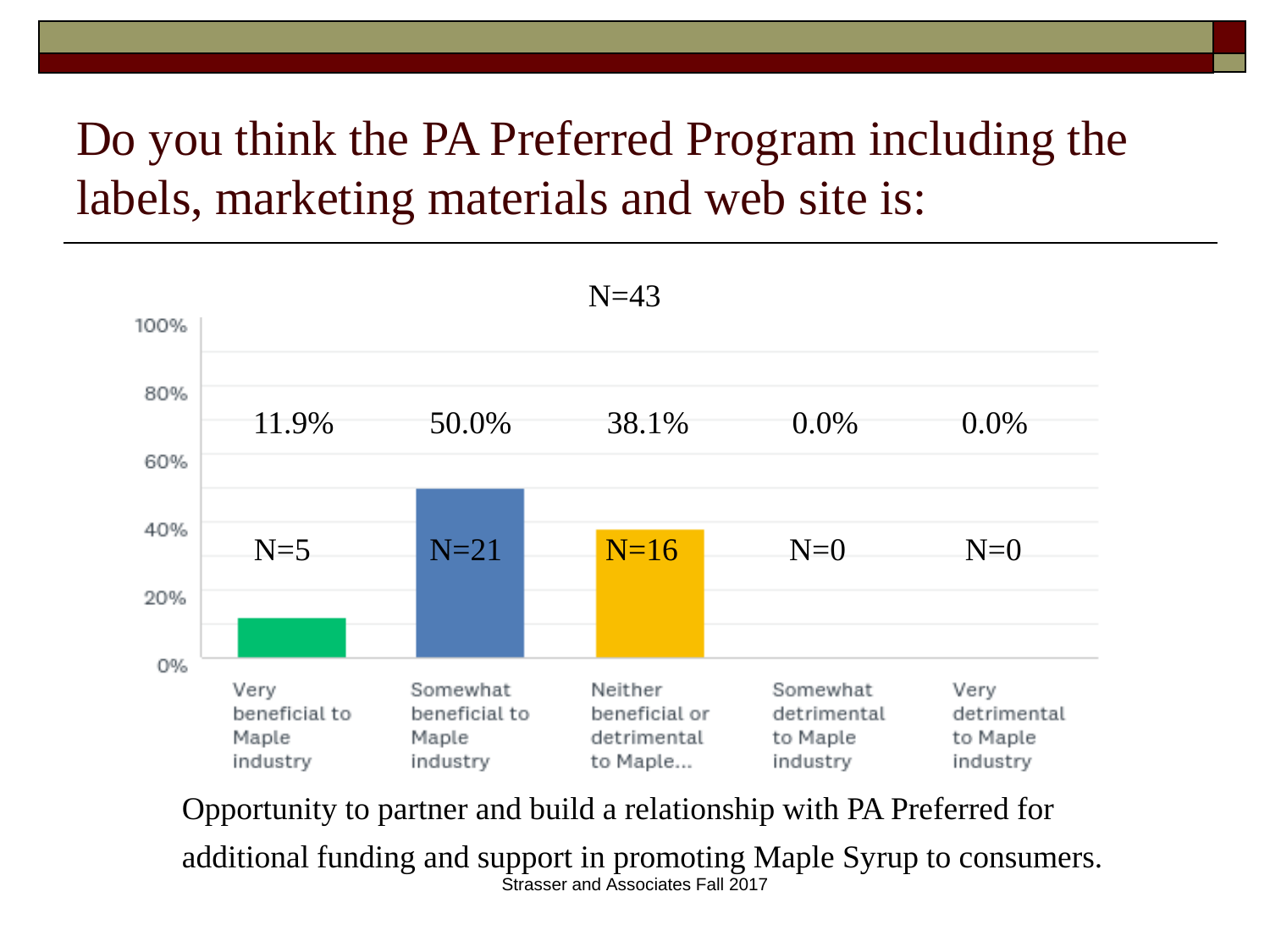# Do you think the PA Preferred Program including the labels, marketing materials and web site is:

N=43

| Response | Percent | N |
|---|---|---|
| Very beneficial to Maple industry | 11.9% | N=5 |
| Somewhat beneficial to Maple industry | 50.0% | N=21 |
| Neither beneficial or detrimental to Maple... | 38.1% | N=16 |
| Somewhat detrimental to Maple industry | 0.0% | N=0 |
| Very detrimental to Maple industry | 0.0% | N=0 |

Opportunity to partner and build a relationship with PA Preferred for additional funding and support in promoting Maple Syrup to consumers.

Strasser and Associates Fall 2017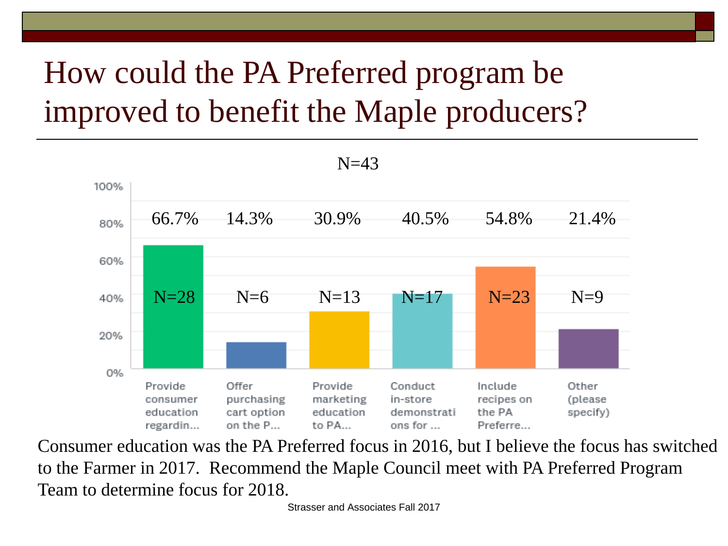# How could the PA Preferred program be improved to benefit the Maple producers?

N=43

| Response | Percent | N |
| --- | --- | --- |
| Provide consumer education regardin... | 66.7% | N=28 |
| Offer purchasing cart option on the P... | 14.3% | N=6 |
| Provide marketing education to PA... | 30.9% | N=13 |
| Conduct in-store demonstrations for ... | 40.5% | N=17 |
| Include recipes on the PA Preferre... | 54.8% | N=23 |
| Other (please specify) | 21.4% | N=9 |

Consumer education was the PA Preferred focus in 2016, but I believe the focus has switched to the Farmer in 2017. Recommend the Maple Council meet with PA Preferred Program Team to determine focus for 2018.

Strasser and Associates Fall 2017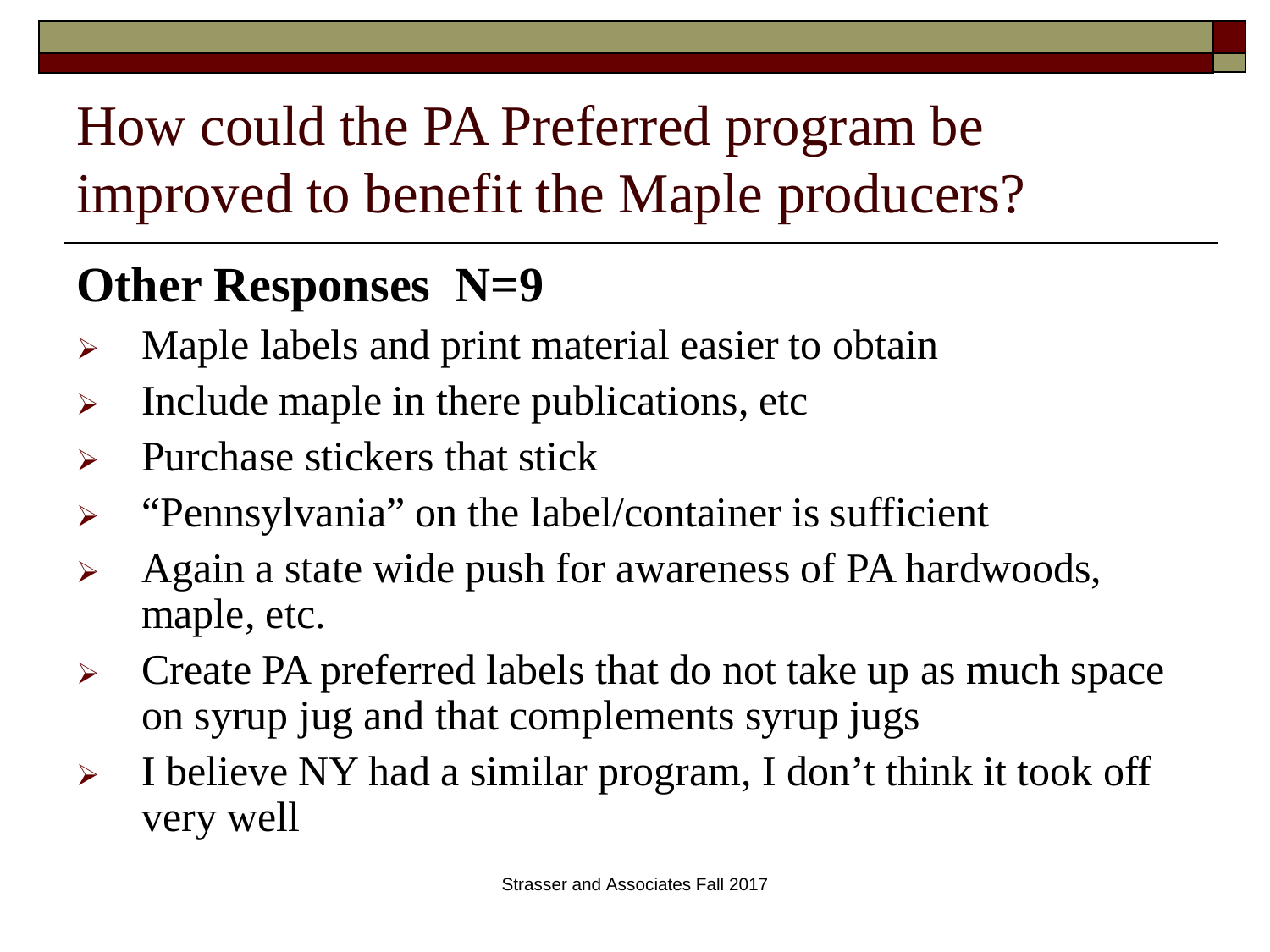# How could the PA Preferred program be improved to benefit the Maple producers?

## Other Responses N=9

- Maple labels and print material easier to obtain
- Include maple in there publications, etc
- Purchase stickers that stick
- "Pennsylvania" on the label/container is sufficient
- Again a state wide push for awareness of PA hardwoods, maple, etc.
- Create PA preferred labels that do not take up as much space on syrup jug and that complements syrup jugs
- I believe NY had a similar program, I don't think it took off very well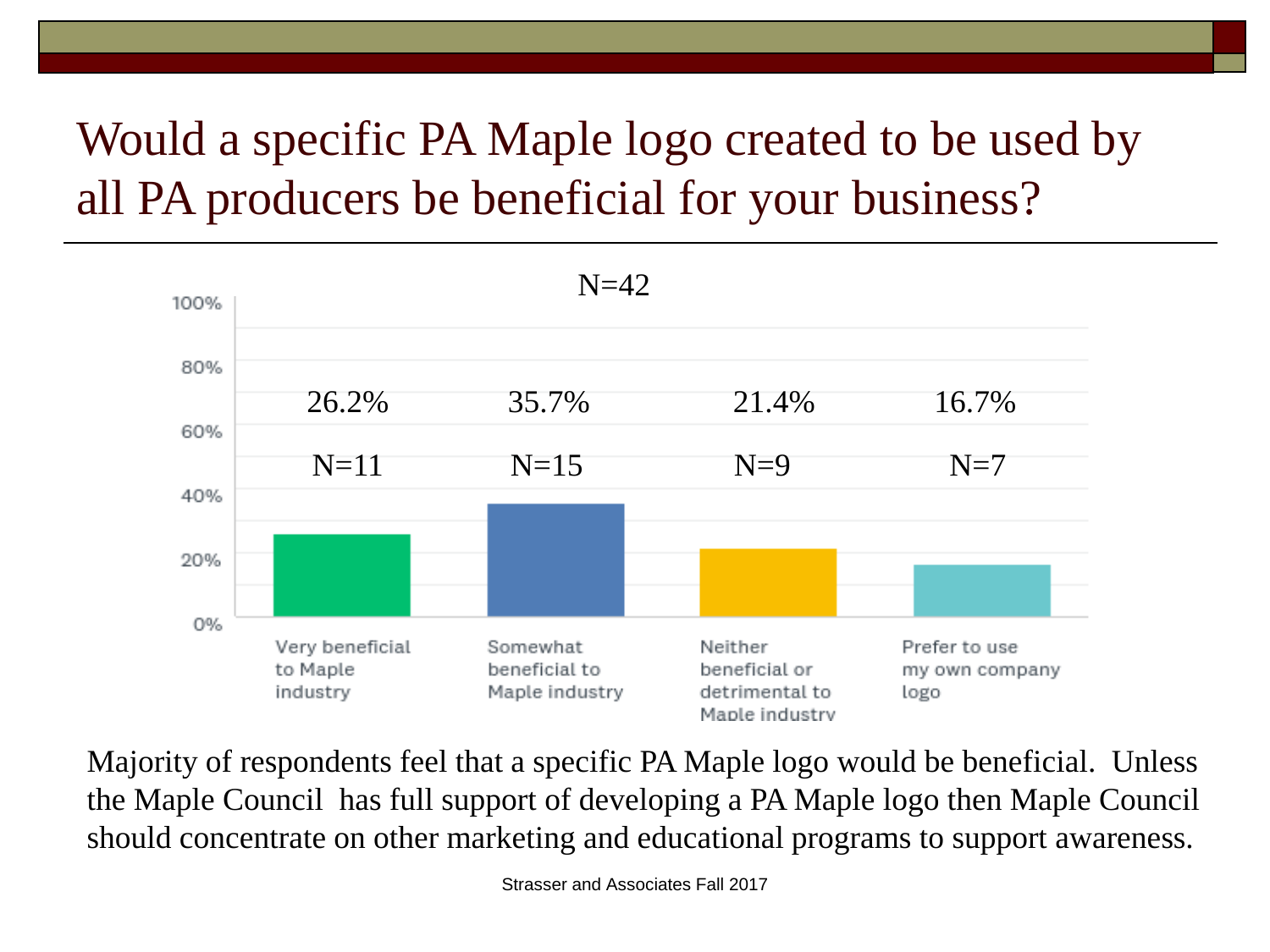# Would a specific PA Maple logo created to be used by all PA producers be beneficial for your business?

N=42

| Response | Percent | N |
|---|---|---|
| Very beneficial to Maple industry | 26.2% | N=11 |
| Somewhat beneficial to Maple industry | 35.7% | N=15 |
| Neither beneficial or detrimental to Maple industry | 21.4% | N=9 |
| Prefer to use my own company logo | 16.7% | N=7 |

Majority of respondents feel that a specific PA Maple logo would be beneficial. Unless the Maple Council has full support of developing a PA Maple logo then Maple Council should concentrate on other marketing and educational programs to support awareness.

Strasser and Associates Fall 2017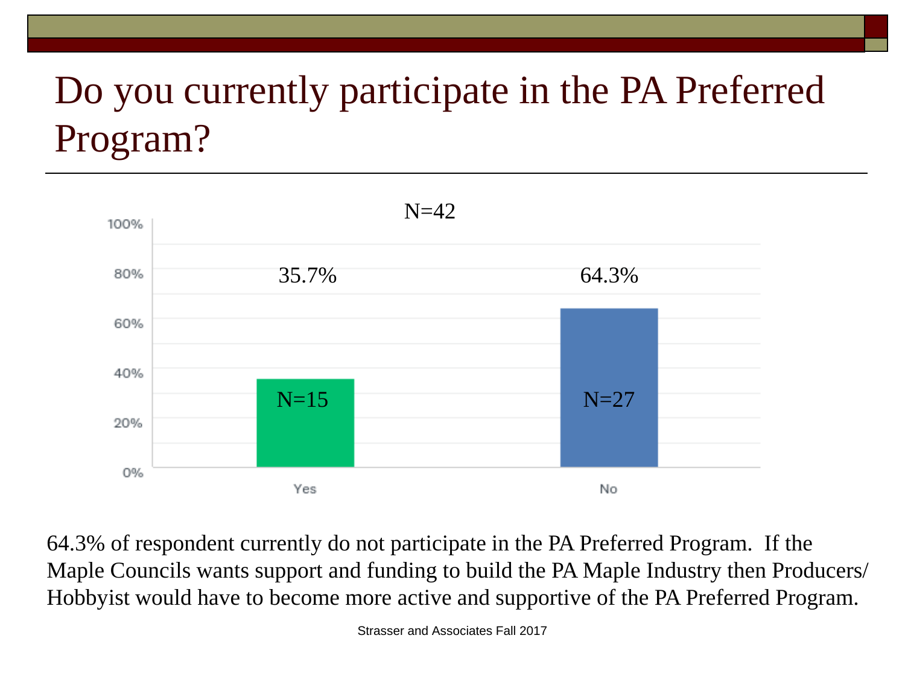# Do you currently participate in the PA Preferred Program?

N=42

| Response | Percent | N |
|---|---|---|
| Yes | 35.7% | N=15 |
| No | 64.3% | N=27 |

64.3% of respondent currently do not participate in the PA Preferred Program. If the Maple Councils wants support and funding to build the PA Maple Industry then Producers/ Hobbyist would have to become more active and supportive of the PA Preferred Program.

Strasser and Associates Fall 2017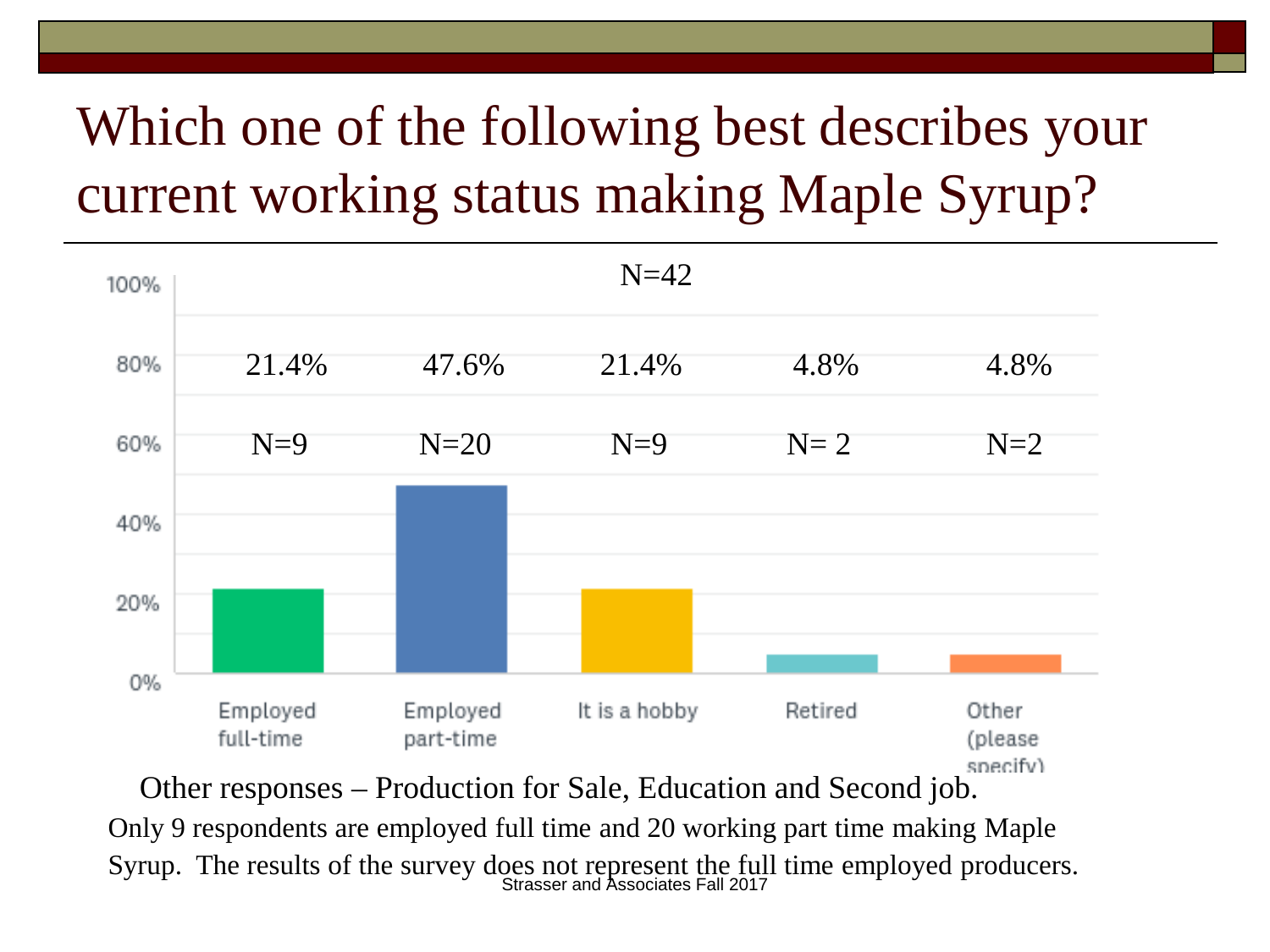# Which one of the following best describes your current working status making Maple Syrup?

N=42

| | Employed full-time | Employed part-time | It is a hobby | Retired | Other (please specify) |
|---|---|---|---|---|---|
| Percent | 21.4% | 47.6% | 21.4% | 4.8% | 4.8% |
| N | N=9 | N=20 | N=9 | N= 2 | N=2 |

Other responses – Production for Sale, Education and Second job.

Only 9 respondents are employed full time and 20 working part time making Maple Syrup. The results of the survey does not represent the full time employed producers.

Strasser and Associates Fall 2017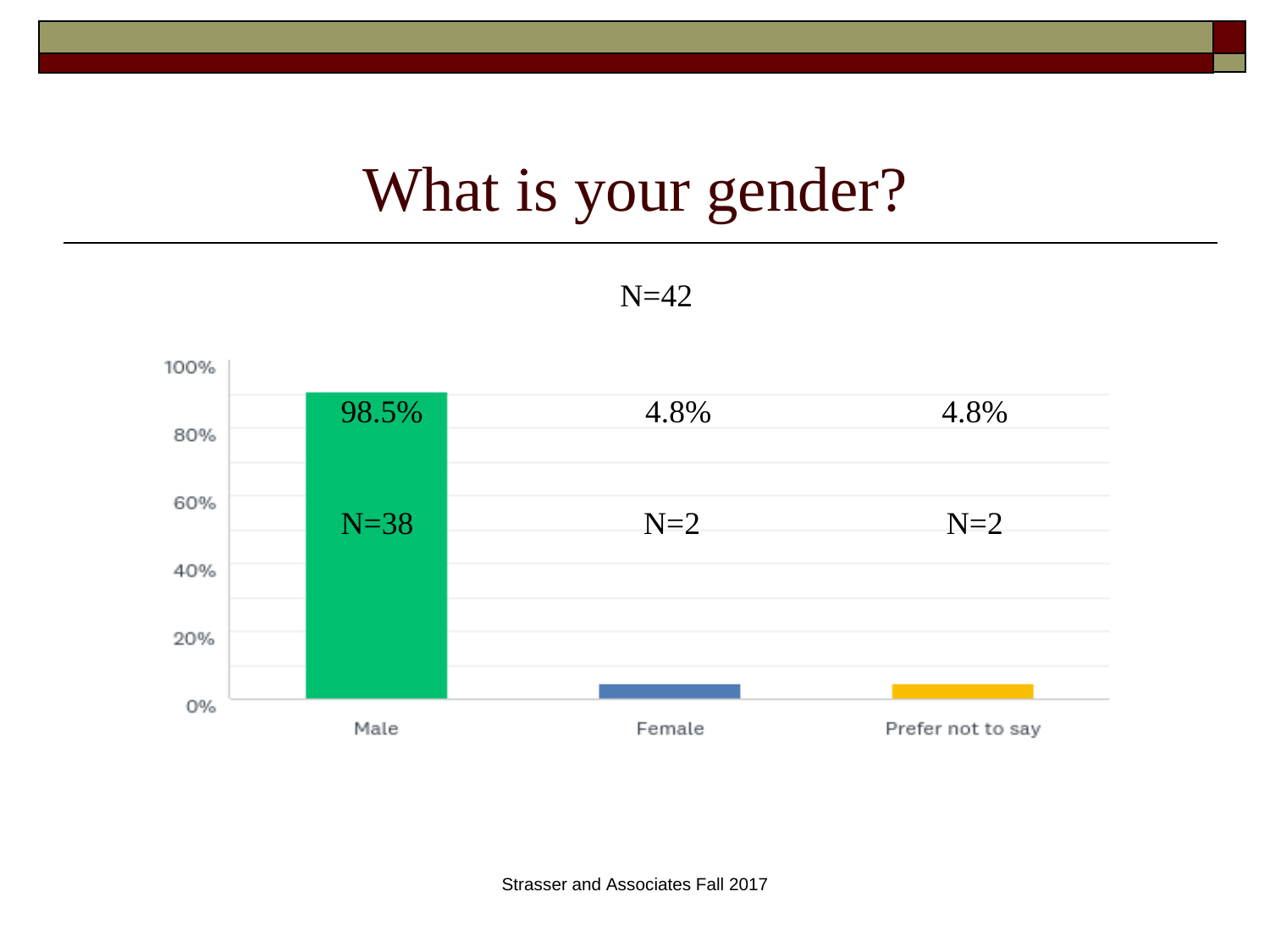# What is your gender?

N=42

| | Male | Female | Prefer not to say |
|---|---|---|---|
| Percent | 98.5% | 4.8% | 4.8% |
| N | N=38 | N=2 | N=2 |

Strasser and Associates Fall 2017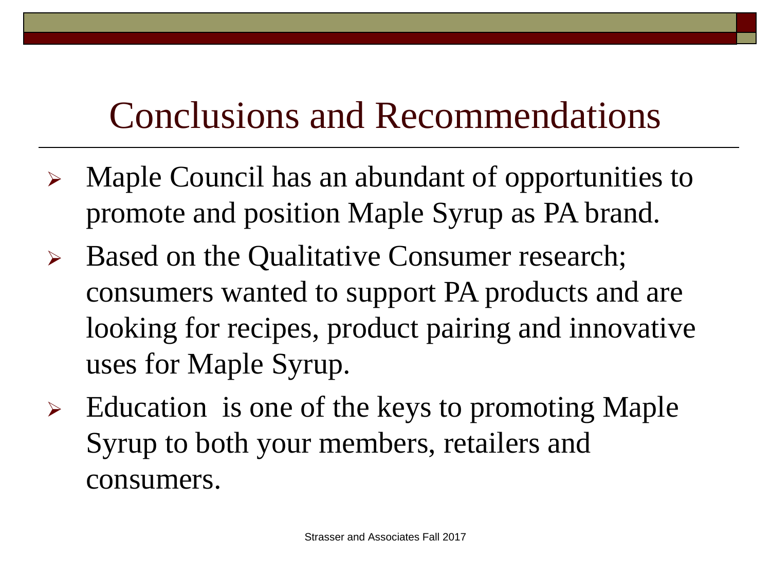# Conclusions and Recommendations

- Maple Council has an abundant of opportunities to promote and position Maple Syrup as PA brand.
- Based on the Qualitative Consumer research; consumers wanted to support PA products and are looking for recipes, product pairing and innovative uses for Maple Syrup.
- Education is one of the keys to promoting Maple Syrup to both your members, retailers and consumers.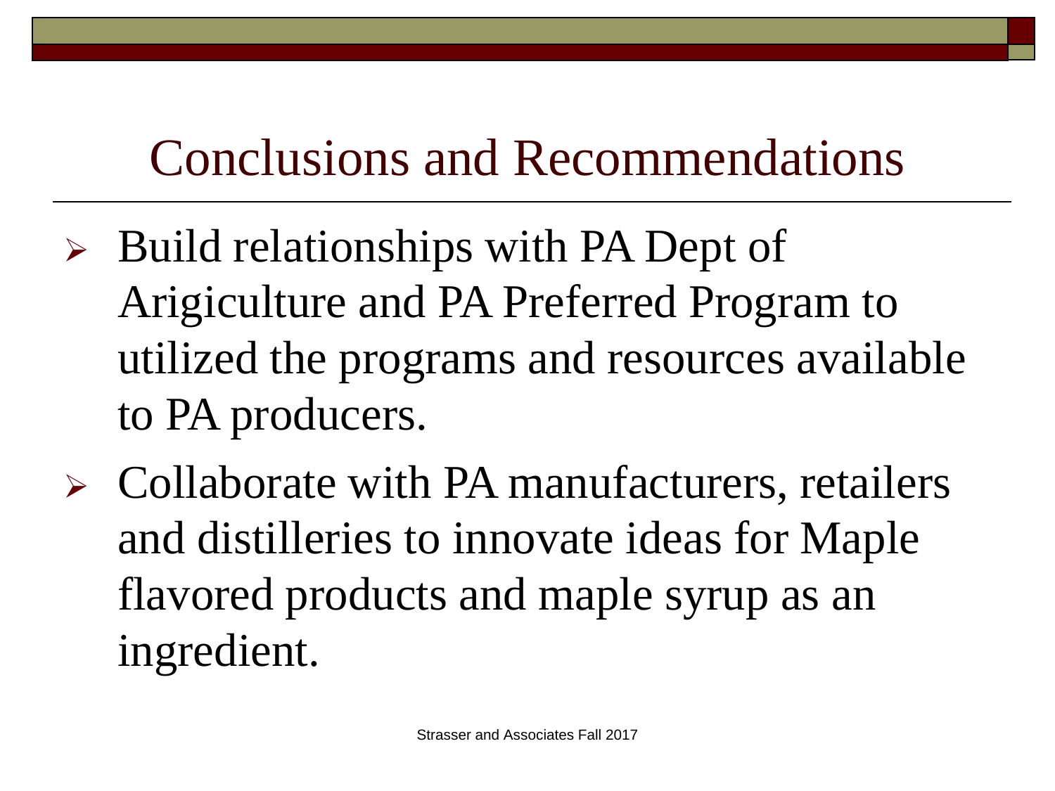# Conclusions and Recommendations

- Build relationships with PA Dept of Arigiculture and PA Preferred Program to utilized the programs and resources available to PA producers.
- Collaborate with PA manufacturers, retailers and distilleries to innovate ideas for Maple flavored products and maple syrup as an ingredient.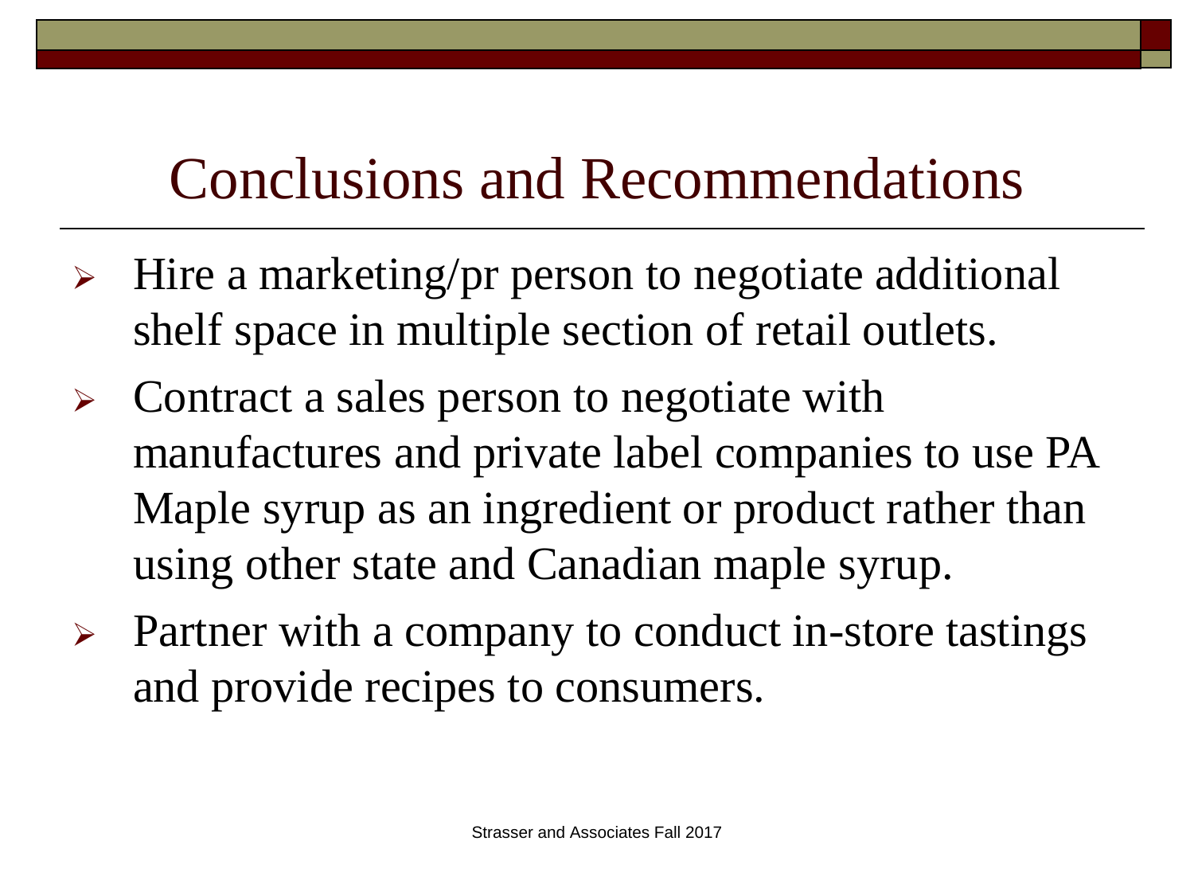# Conclusions and Recommendations

- Hire a marketing/pr person to negotiate additional shelf space in multiple section of retail outlets.
- Contract a sales person to negotiate with manufactures and private label companies to use PA Maple syrup as an ingredient or product rather than using other state and Canadian maple syrup.
- Partner with a company to conduct in-store tastings and provide recipes to consumers.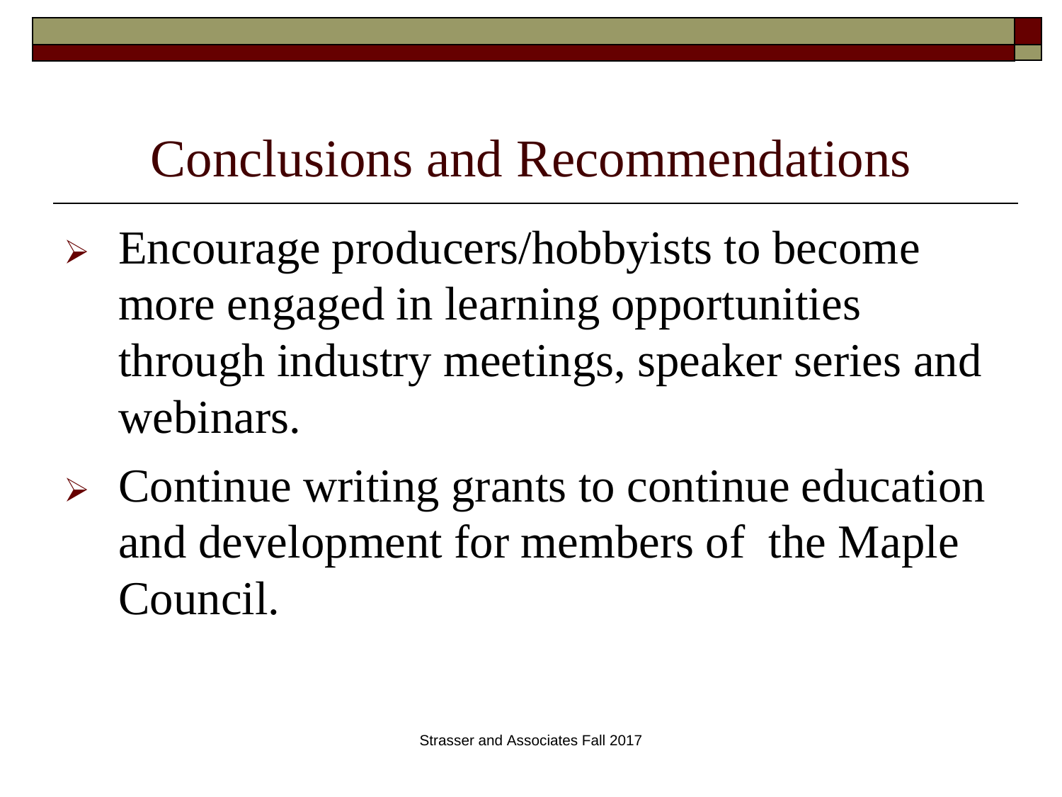# Conclusions and Recommendations

- Encourage producers/hobbyists to become more engaged in learning opportunities through industry meetings, speaker series and webinars.
- Continue writing grants to continue education and development for members of the Maple Council.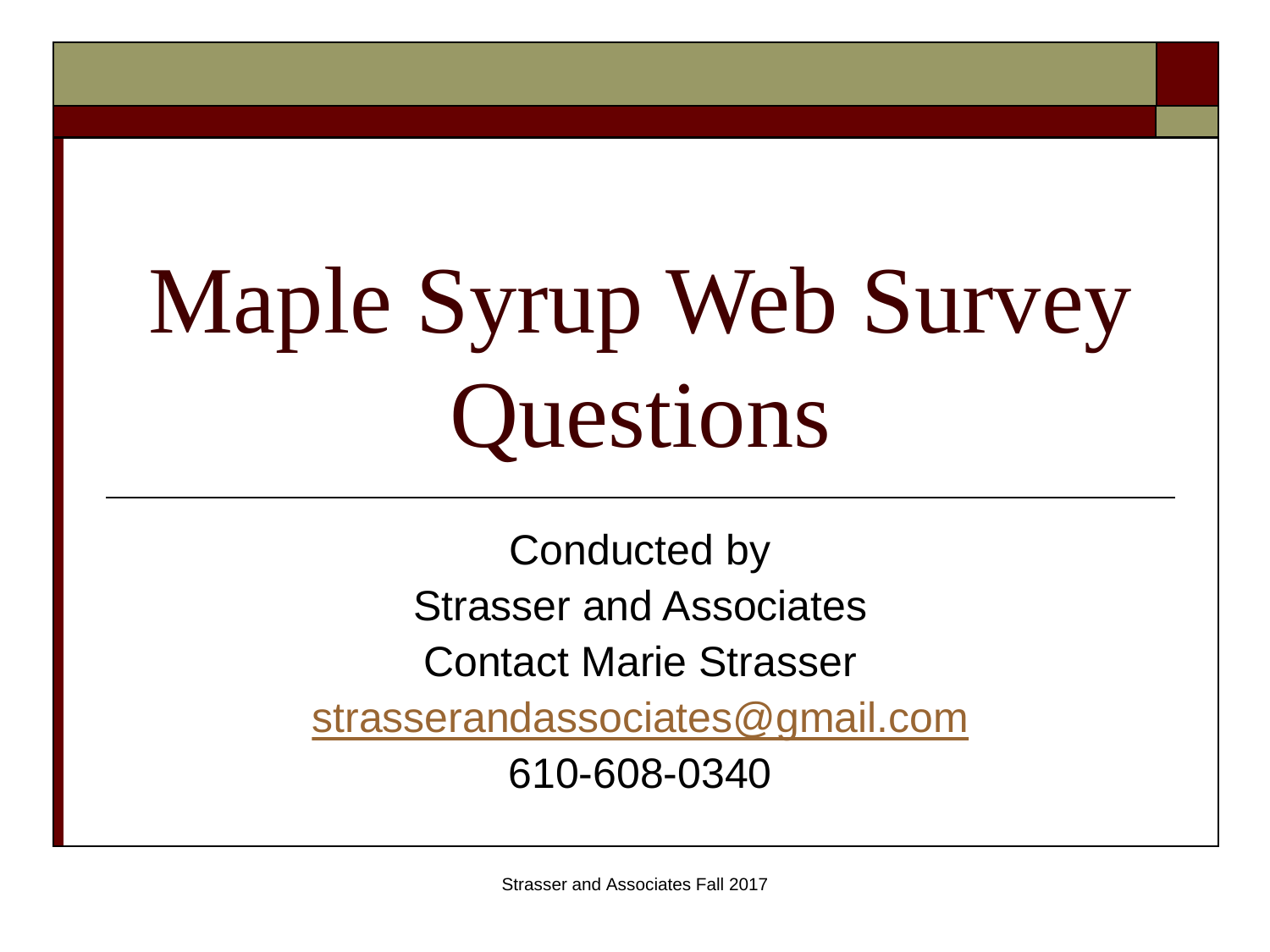# Maple Syrup Web Survey Questions

Conducted by

Strasser and Associates

Contact Marie Strasser

strasserandassociates@gmail.com

610-608-0340

Strasser and Associates Fall 2017